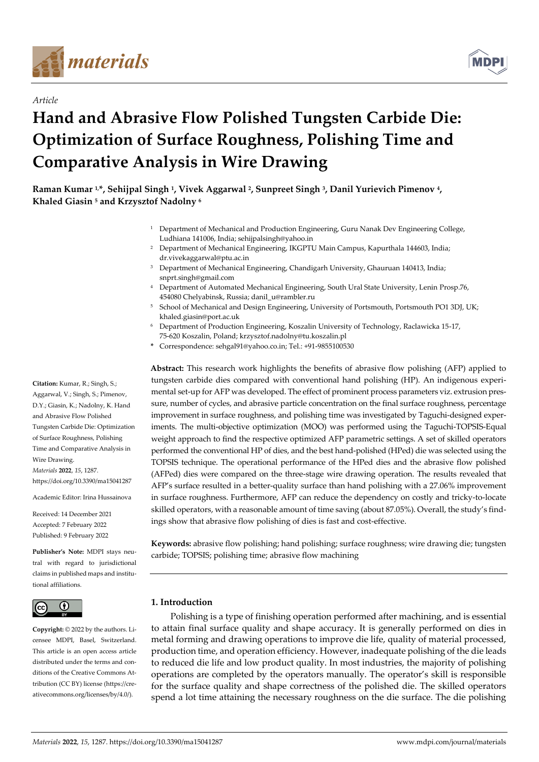*Article*

# Hand and Abrasive Flow Polished Tungsten Carbide Die: Optimization of Surface Roughness, Polishing Time and Comparative Analysis in Wire Drawing

**Raman Kumar [1,*], Sehijpal Singh [1], Vivek Aggarwal [2], Sunpreet Singh [3], Danil Yurievich Pimenov [4], Khaled Giasin [5] and Krzysztof Nadolny [6]**

[1] Department of Mechanical and Production Engineering, Guru Nanak Dev Engineering College, Ludhiana 141006, India; sehijpalsingh@yahoo.in
[2] Department of Mechanical Engineering, IKGPTU Main Campus, Kapurthala 144603, India; dr.vivekaggarwal@ptu.ac.in
[3] Department of Mechanical Engineering, Chandigarh University, Ghauruan 140413, India; snprt.singh@gmail.com
[4] Department of Automated Mechanical Engineering, South Ural State University, Lenin Prosp.76, 454080 Chelyabinsk, Russia; danil_u@rambler.ru
[5] School of Mechanical and Design Engineering, University of Portsmouth, Portsmouth PO1 3DJ, UK; khaled.giasin@port.ac.uk
[6] Department of Production Engineering, Koszalin University of Technology, Raclawicka 15-17, 75-620 Koszalin, Poland; krzysztof.nadolny@tu.koszalin.pl
* Correspondence: sehgal91@yahoo.co.in; Tel.: +91-9855100530

**Citation:** Kumar, R.; Singh, S.; Aggarwal, V.; Singh, S.; Pimenov, D.Y.; Giasin, K.; Nadolny, K. Hand and Abrasive Flow Polished Tungsten Carbide Die: Optimization of Surface Roughness, Polishing Time and Comparative Analysis in Wire Drawing. *Materials* **2022**, *15*, 1287. https://doi.org/10.3390/ma15041287

Academic Editor: Irina Hussainova

Received: 14 December 2021
Accepted: 7 February 2022
Published: 9 February 2022

**Publisher's Note:** MDPI stays neutral with regard to jurisdictional claims in published maps and institutional affiliations.

**Copyright:** © 2022 by the authors. Licensee MDPI, Basel, Switzerland. This article is an open access article distributed under the terms and conditions of the Creative Commons Attribution (CC BY) license (https://creativecommons.org/licenses/by/4.0/).

**Abstract:** This research work highlights the benefits of abrasive flow polishing (AFP) applied to tungsten carbide dies compared with conventional hand polishing (HP). An indigenous experimental set-up for AFP was developed. The effect of prominent process parameters viz. extrusion pressure, number of cycles, and abrasive particle concentration on the final surface roughness, percentage improvement in surface roughness, and polishing time was investigated by Taguchi-designed experiments. The multi-objective optimization (MOO) was performed using the Taguchi-TOPSIS-Equal weight approach to find the respective optimized AFP parametric settings. A set of skilled operators performed the conventional HP of dies, and the best hand-polished (HPed) die was selected using the TOPSIS technique. The operational performance of the HPed dies and the abrasive flow polished (AFPed) dies were compared on the three-stage wire drawing operation. The results revealed that AFP's surface resulted in a better-quality surface than hand polishing with a 27.06% improvement in surface roughness. Furthermore, AFP can reduce the dependency on costly and tricky-to-locate skilled operators, with a reasonable amount of time saving (about 87.05%). Overall, the study's findings show that abrasive flow polishing of dies is fast and cost-effective.

**Keywords:** abrasive flow polishing; hand polishing; surface roughness; wire drawing die; tungsten carbide; TOPSIS; polishing time; abrasive flow machining

## 1. Introduction

Polishing is a type of finishing operation performed after machining, and is essential to attain final surface quality and shape accuracy. It is generally performed on dies in metal forming and drawing operations to improve die life, quality of material processed, production time, and operation efficiency. However, inadequate polishing of the die leads to reduced die life and low product quality. In most industries, the majority of polishing operations are completed by the operators manually. The operator's skill is responsible for the surface quality and shape correctness of the polished die. The skilled operators spend a lot time attaining the necessary roughness on the die surface. The die polishing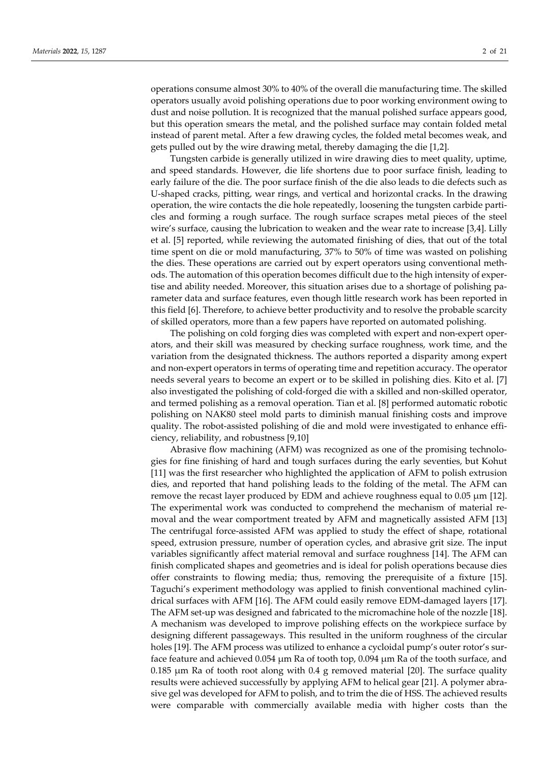operations consume almost 30% to 40% of the overall die manufacturing time. The skilled operators usually avoid polishing operations due to poor working environment owing to dust and noise pollution. It is recognized that the manual polished surface appears good, but this operation smears the metal, and the polished surface may contain folded metal instead of parent metal. After a few drawing cycles, the folded metal becomes weak, and gets pulled out by the wire drawing metal, thereby damaging the die [1,2].

Tungsten carbide is generally utilized in wire drawing dies to meet quality, uptime, and speed standards. However, die life shortens due to poor surface finish, leading to early failure of the die. The poor surface finish of the die also leads to die defects such as U-shaped cracks, pitting, wear rings, and vertical and horizontal cracks. In the drawing operation, the wire contacts the die hole repeatedly, loosening the tungsten carbide particles and forming a rough surface. The rough surface scrapes metal pieces of the steel wire's surface, causing the lubrication to weaken and the wear rate to increase [3,4]. Lilly et al. [5] reported, while reviewing the automated finishing of dies, that out of the total time spent on die or mold manufacturing, 37% to 50% of time was wasted on polishing the dies. These operations are carried out by expert operators using conventional methods. The automation of this operation becomes difficult due to the high intensity of expertise and ability needed. Moreover, this situation arises due to a shortage of polishing parameter data and surface features, even though little research work has been reported in this field [6]. Therefore, to achieve better productivity and to resolve the probable scarcity of skilled operators, more than a few papers have reported on automated polishing.

The polishing on cold forging dies was completed with expert and non-expert operators, and their skill was measured by checking surface roughness, work time, and the variation from the designated thickness. The authors reported a disparity among expert and non-expert operators in terms of operating time and repetition accuracy. The operator needs several years to become an expert or to be skilled in polishing dies. Kito et al. [7] also investigated the polishing of cold-forged die with a skilled and non-skilled operator, and termed polishing as a removal operation. Tian et al. [8] performed automatic robotic polishing on NAK80 steel mold parts to diminish manual finishing costs and improve quality. The robot-assisted polishing of die and mold were investigated to enhance efficiency, reliability, and robustness [9,10]

Abrasive flow machining (AFM) was recognized as one of the promising technologies for fine finishing of hard and tough surfaces during the early seventies, but Kohut [11] was the first researcher who highlighted the application of AFM to polish extrusion dies, and reported that hand polishing leads to the folding of the metal. The AFM can remove the recast layer produced by EDM and achieve roughness equal to 0.05 μm [12]. The experimental work was conducted to comprehend the mechanism of material removal and the wear comportment treated by AFM and magnetically assisted AFM [13] The centrifugal force-assisted AFM was applied to study the effect of shape, rotational speed, extrusion pressure, number of operation cycles, and abrasive grit size. The input variables significantly affect material removal and surface roughness [14]. The AFM can finish complicated shapes and geometries and is ideal for polish operations because dies offer constraints to flowing media; thus, removing the prerequisite of a fixture [15]. Taguchi's experiment methodology was applied to finish conventional machined cylindrical surfaces with AFM [16]. The AFM could easily remove EDM-damaged layers [17]. The AFM set-up was designed and fabricated to the micromachine hole of the nozzle [18]. A mechanism was developed to improve polishing effects on the workpiece surface by designing different passageways. This resulted in the uniform roughness of the circular holes [19]. The AFM process was utilized to enhance a cycloidal pump's outer rotor's surface feature and achieved 0.054 μm Ra of tooth top, 0.094 μm Ra of the tooth surface, and 0.185 μm Ra of tooth root along with 0.4 g removed material [20]. The surface quality results were achieved successfully by applying AFM to helical gear [21]. A polymer abrasive gel was developed for AFM to polish, and to trim the die of HSS. The achieved results were comparable with commercially available media with higher costs than the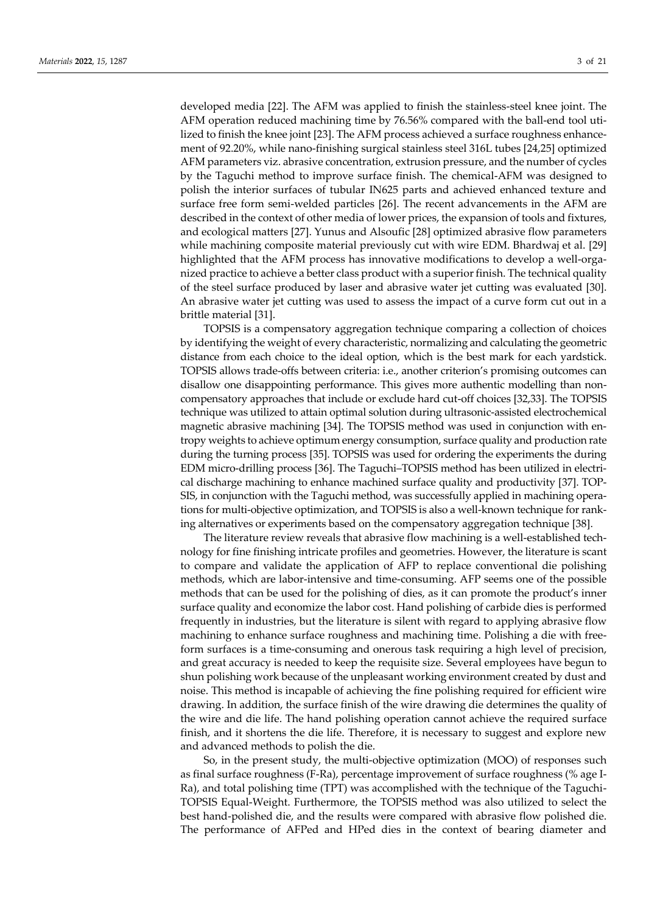developed media [22]. The AFM was applied to finish the stainless-steel knee joint. The AFM operation reduced machining time by 76.56% compared with the ball-end tool utilized to finish the knee joint [23]. The AFM process achieved a surface roughness enhancement of 92.20%, while nano-finishing surgical stainless steel 316L tubes [24,25] optimized AFM parameters viz. abrasive concentration, extrusion pressure, and the number of cycles by the Taguchi method to improve surface finish. The chemical-AFM was designed to polish the interior surfaces of tubular IN625 parts and achieved enhanced texture and surface free form semi-welded particles [26]. The recent advancements in the AFM are described in the context of other media of lower prices, the expansion of tools and fixtures, and ecological matters [27]. Yunus and Alsoufic [28] optimized abrasive flow parameters while machining composite material previously cut with wire EDM. Bhardwaj et al. [29] highlighted that the AFM process has innovative modifications to develop a well-organized practice to achieve a better class product with a superior finish. The technical quality of the steel surface produced by laser and abrasive water jet cutting was evaluated [30]. An abrasive water jet cutting was used to assess the impact of a curve form cut out in a brittle material [31].

TOPSIS is a compensatory aggregation technique comparing a collection of choices by identifying the weight of every characteristic, normalizing and calculating the geometric distance from each choice to the ideal option, which is the best mark for each yardstick. TOPSIS allows trade-offs between criteria: i.e., another criterion's promising outcomes can disallow one disappointing performance. This gives more authentic modelling than non-compensatory approaches that include or exclude hard cut-off choices [32,33]. The TOPSIS technique was utilized to attain optimal solution during ultrasonic-assisted electrochemical magnetic abrasive machining [34]. The TOPSIS method was used in conjunction with entropy weights to achieve optimum energy consumption, surface quality and production rate during the turning process [35]. TOPSIS was used for ordering the experiments the during EDM micro-drilling process [36]. The Taguchi–TOPSIS method has been utilized in electrical discharge machining to enhance machined surface quality and productivity [37]. TOPSIS, in conjunction with the Taguchi method, was successfully applied in machining operations for multi-objective optimization, and TOPSIS is also a well-known technique for ranking alternatives or experiments based on the compensatory aggregation technique [38].

The literature review reveals that abrasive flow machining is a well-established technology for fine finishing intricate profiles and geometries. However, the literature is scant to compare and validate the application of AFP to replace conventional die polishing methods, which are labor-intensive and time-consuming. AFP seems one of the possible methods that can be used for the polishing of dies, as it can promote the product's inner surface quality and economize the labor cost. Hand polishing of carbide dies is performed frequently in industries, but the literature is silent with regard to applying abrasive flow machining to enhance surface roughness and machining time. Polishing a die with free-form surfaces is a time-consuming and onerous task requiring a high level of precision, and great accuracy is needed to keep the requisite size. Several employees have begun to shun polishing work because of the unpleasant working environment created by dust and noise. This method is incapable of achieving the fine polishing required for efficient wire drawing. In addition, the surface finish of the wire drawing die determines the quality of the wire and die life. The hand polishing operation cannot achieve the required surface finish, and it shortens the die life. Therefore, it is necessary to suggest and explore new and advanced methods to polish the die.

So, in the present study, the multi-objective optimization (MOO) of responses such as final surface roughness (F-Ra), percentage improvement of surface roughness (% age I-Ra), and total polishing time (TPT) was accomplished with the technique of the Taguchi-TOPSIS Equal-Weight. Furthermore, the TOPSIS method was also utilized to select the best hand-polished die, and the results were compared with abrasive flow polished die. The performance of AFPed and HPed dies in the context of bearing diameter and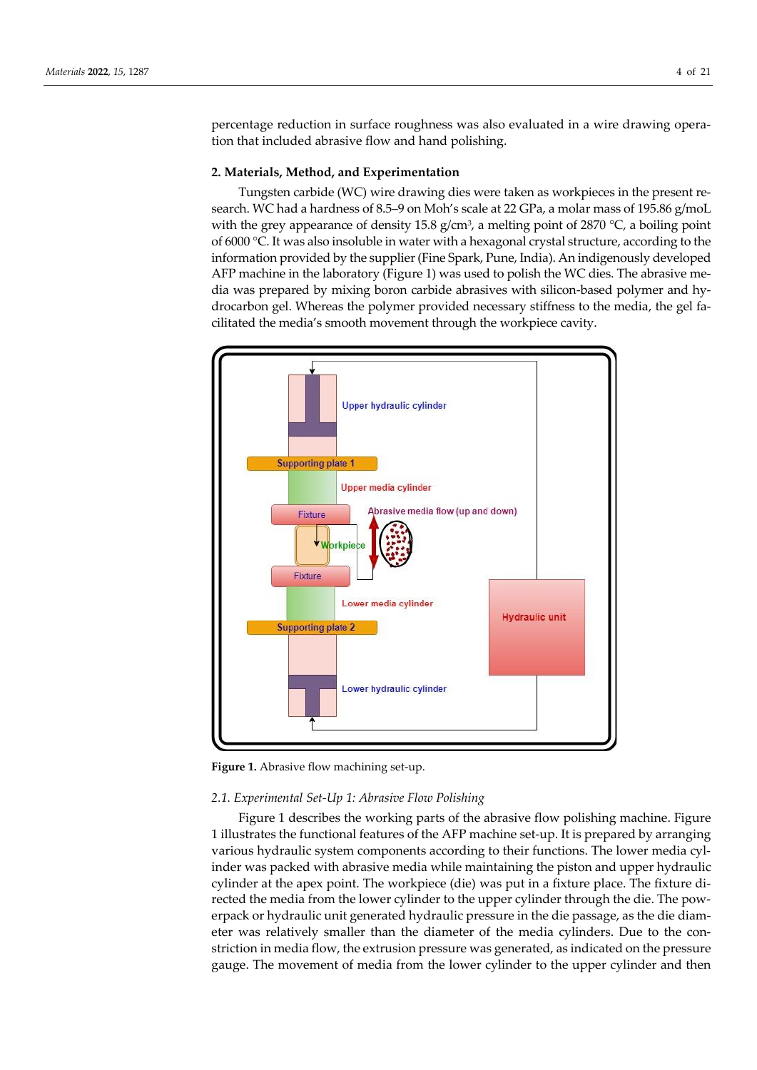percentage reduction in surface roughness was also evaluated in a wire drawing operation that included abrasive flow and hand polishing.

## 2. Materials, Method, and Experimentation

Tungsten carbide (WC) wire drawing dies were taken as workpieces in the present research. WC had a hardness of 8.5–9 on Moh's scale at 22 GPa, a molar mass of 195.86 g/moL with the grey appearance of density 15.8 g/cm$^3$, a melting point of 2870 °C, a boiling point of 6000 °C. It was also insoluble in water with a hexagonal crystal structure, according to the information provided by the supplier (Fine Spark, Pune, India). An indigenously developed AFP machine in the laboratory (Figure 1) was used to polish the WC dies. The abrasive media was prepared by mixing boron carbide abrasives with silicon-based polymer and hydrocarbon gel. Whereas the polymer provided necessary stiffness to the media, the gel facilitated the media's smooth movement through the workpiece cavity.

**Figure 1.** Abrasive flow machining set-up.

### 2.1. Experimental Set-Up 1: Abrasive Flow Polishing

Figure 1 describes the working parts of the abrasive flow polishing machine. Figure 1 illustrates the functional features of the AFP machine set-up. It is prepared by arranging various hydraulic system components according to their functions. The lower media cylinder was packed with abrasive media while maintaining the piston and upper hydraulic cylinder at the apex point. The workpiece (die) was put in a fixture place. The fixture directed the media from the lower cylinder to the upper cylinder through the die. The powerpack or hydraulic unit generated hydraulic pressure in the die passage, as the die diameter was relatively smaller than the diameter of the media cylinders. Due to the constriction in media flow, the extrusion pressure was generated, as indicated on the pressure gauge. The movement of media from the lower cylinder to the upper cylinder and then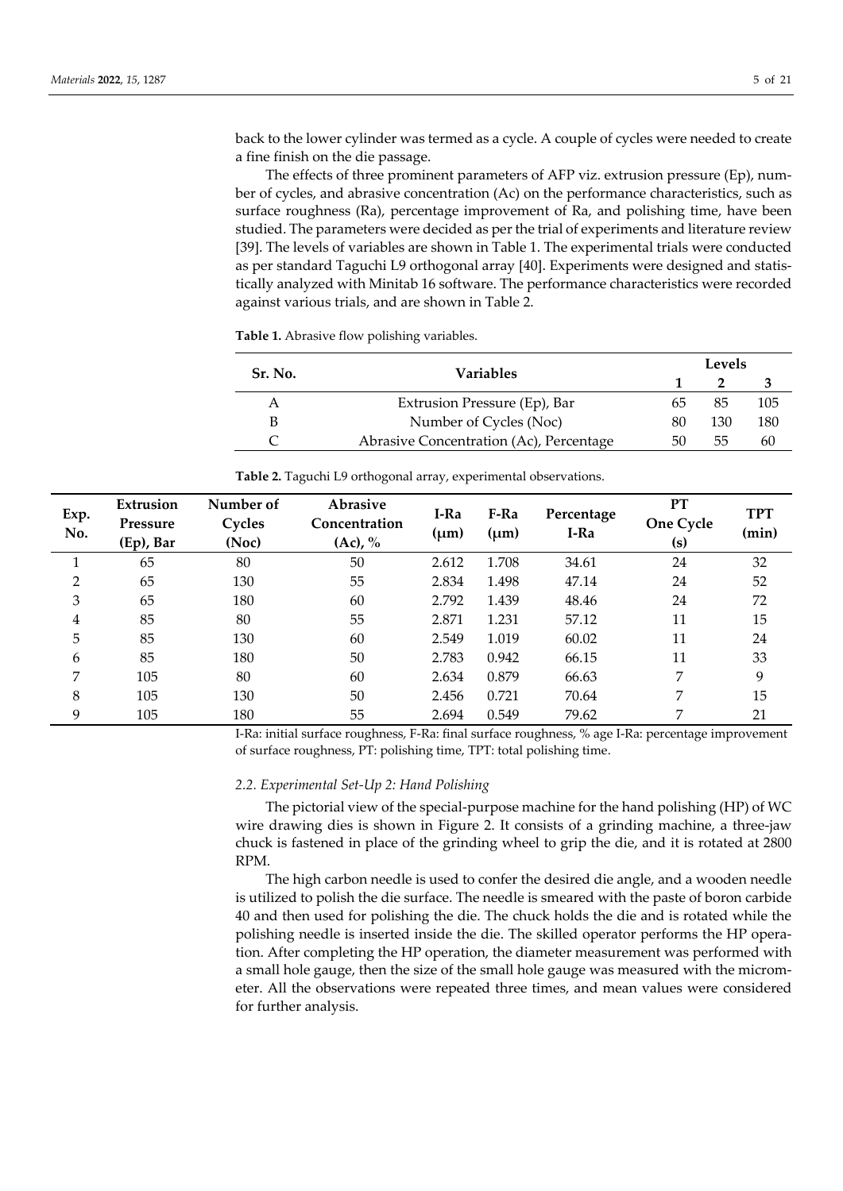back to the lower cylinder was termed as a cycle. A couple of cycles were needed to create a fine finish on the die passage.

The effects of three prominent parameters of AFP viz. extrusion pressure (Ep), number of cycles, and abrasive concentration (Ac) on the performance characteristics, such as surface roughness (Ra), percentage improvement of Ra, and polishing time, have been studied. The parameters were decided as per the trial of experiments and literature review [39]. The levels of variables are shown in Table 1. The experimental trials were conducted as per standard Taguchi L9 orthogonal array [40]. Experiments were designed and statistically analyzed with Minitab 16 software. The performance characteristics were recorded against various trials, and are shown in Table 2.

**Table 1.** Abrasive flow polishing variables.

| Sr. No. | Variables | Levels | | |
|---|---|---|---|---|
| | | **1** | **2** | **3** |
| A | Extrusion Pressure (Ep), Bar | 65 | 85 | 105 |
| B | Number of Cycles (Noc) | 80 | 130 | 180 |
| C | Abrasive Concentration (Ac), Percentage | 50 | 55 | 60 |

**Table 2.** Taguchi L9 orthogonal array, experimental observations.

| Exp. No. | Extrusion Pressure (Ep), Bar | Number of Cycles (Noc) | Abrasive Concentration (Ac), % | I-Ra (µm) | F-Ra (µm) | Percentage I-Ra | PT One Cycle (s) | TPT (min) |
|---|---|---|---|---|---|---|---|---|
| 1 | 65 | 80 | 50 | 2.612 | 1.708 | 34.61 | 24 | 32 |
| 2 | 65 | 130 | 55 | 2.834 | 1.498 | 47.14 | 24 | 52 |
| 3 | 65 | 180 | 60 | 2.792 | 1.439 | 48.46 | 24 | 72 |
| 4 | 85 | 80 | 55 | 2.871 | 1.231 | 57.12 | 11 | 15 |
| 5 | 85 | 130 | 60 | 2.549 | 1.019 | 60.02 | 11 | 24 |
| 6 | 85 | 180 | 50 | 2.783 | 0.942 | 66.15 | 11 | 33 |
| 7 | 105 | 80 | 60 | 2.634 | 0.879 | 66.63 | 7 | 9 |
| 8 | 105 | 130 | 50 | 2.456 | 0.721 | 70.64 | 7 | 15 |
| 9 | 105 | 180 | 55 | 2.694 | 0.549 | 79.62 | 7 | 21 |

I-Ra: initial surface roughness, F-Ra: final surface roughness, % age I-Ra: percentage improvement of surface roughness, PT: polishing time, TPT: total polishing time.

### *2.2. Experimental Set-Up 2: Hand Polishing*

The pictorial view of the special-purpose machine for the hand polishing (HP) of WC wire drawing dies is shown in Figure 2. It consists of a grinding machine, a three-jaw chuck is fastened in place of the grinding wheel to grip the die, and it is rotated at 2800 RPM.

The high carbon needle is used to confer the desired die angle, and a wooden needle is utilized to polish the die surface. The needle is smeared with the paste of boron carbide 40 and then used for polishing the die. The chuck holds the die and is rotated while the polishing needle is inserted inside the die. The skilled operator performs the HP operation. After completing the HP operation, the diameter measurement was performed with a small hole gauge, then the size of the small hole gauge was measured with the micrometer. All the observations were repeated three times, and mean values were considered for further analysis.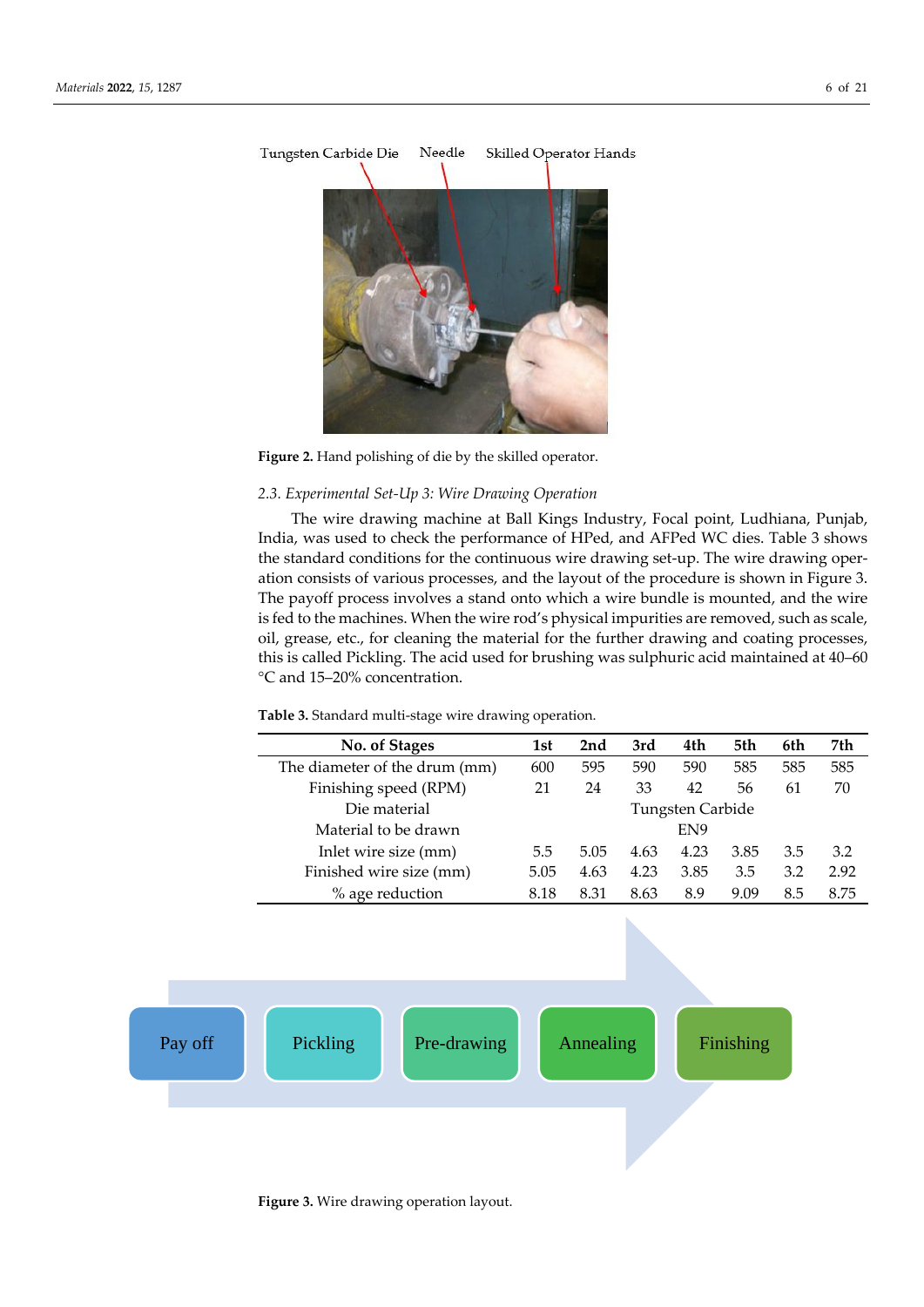Figure 2. Hand polishing of die by the skilled operator.

### 2.3. Experimental Set-Up 3: Wire Drawing Operation

The wire drawing machine at Ball Kings Industry, Focal point, Ludhiana, Punjab, India, was used to check the performance of HPed, and AFPed WC dies. Table 3 shows the standard conditions for the continuous wire drawing set-up. The wire drawing operation consists of various processes, and the layout of the procedure is shown in Figure 3. The payoff process involves a stand onto which a wire bundle is mounted, and the wire is fed to the machines. When the wire rod's physical impurities are removed, such as scale, oil, grease, etc., for cleaning the material for the further drawing and coating processes, this is called Pickling. The acid used for brushing was sulphuric acid maintained at 40–60 °C and 15–20% concentration.

**Table 3.** Standard multi-stage wire drawing operation.

| No. of Stages | 1st | 2nd | 3rd | 4th | 5th | 6th | 7th |
|---|---|---|---|---|---|---|---|
| The diameter of the drum (mm) | 600 | 595 | 590 | 590 | 585 | 585 | 585 |
| Finishing speed (RPM) | 21 | 24 | 33 | 42 | 56 | 61 | 70 |
| Die material | | | | Tungsten Carbide | | | |
| Material to be drawn | | | | EN9 | | | |
| Inlet wire size (mm) | 5.5 | 5.05 | 4.63 | 4.23 | 3.85 | 3.5 | 3.2 |
| Finished wire size (mm) | 5.05 | 4.63 | 4.23 | 3.85 | 3.5 | 3.2 | 2.92 |
| % age reduction | 8.18 | 8.31 | 8.63 | 8.9 | 9.09 | 8.5 | 8.75 |

Figure 3. Wire drawing operation layout.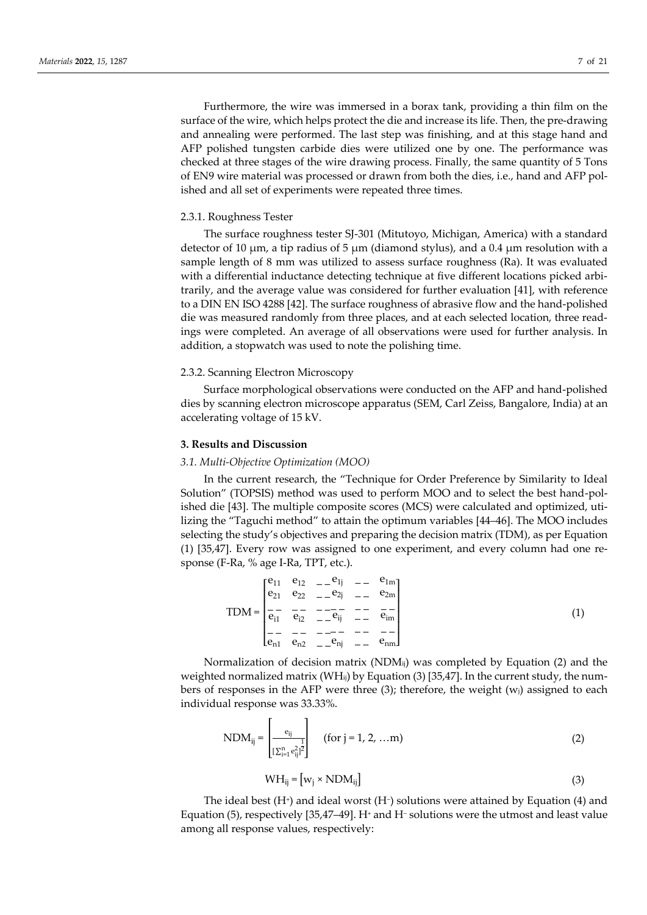Furthermore, the wire was immersed in a borax tank, providing a thin film on the surface of the wire, which helps protect the die and increase its life. Then, the pre-drawing and annealing were performed. The last step was finishing, and at this stage hand and AFP polished tungsten carbide dies were utilized one by one. The performance was checked at three stages of the wire drawing process. Finally, the same quantity of 5 Tons of EN9 wire material was processed or drawn from both the dies, i.e., hand and AFP polished and all set of experiments were repeated three times.

#### 2.3.1. Roughness Tester

The surface roughness tester SJ-301 (Mitutoyo, Michigan, America) with a standard detector of 10 μm, a tip radius of 5 μm (diamond stylus), and a 0.4 μm resolution with a sample length of 8 mm was utilized to assess surface roughness (Ra). It was evaluated with a differential inductance detecting technique at five different locations picked arbitrarily, and the average value was considered for further evaluation [41], with reference to a DIN EN ISO 4288 [42]. The surface roughness of abrasive flow and the hand-polished die was measured randomly from three places, and at each selected location, three readings were completed. An average of all observations were used for further analysis. In addition, a stopwatch was used to note the polishing time.

#### 2.3.2. Scanning Electron Microscopy

Surface morphological observations were conducted on the AFP and hand-polished dies by scanning electron microscope apparatus (SEM, Carl Zeiss, Bangalore, India) at an accelerating voltage of 15 kV.

## 3. Results and Discussion

### *3.1. Multi-Objective Optimization (MOO)*

In the current research, the "Technique for Order Preference by Similarity to Ideal Solution" (TOPSIS) method was used to perform MOO and to select the best hand-polished die [43]. The multiple composite scores (MCS) were calculated and optimized, utilizing the "Taguchi method" to attain the optimum variables [44–46]. The MOO includes selecting the study's objectives and preparing the decision matrix (TDM), as per Equation (1) [35,47]. Every row was assigned to one experiment, and every column had one response (F-Ra, % age I-Ra, TPT, etc.).

$$\text{TDM} = \begin{bmatrix} e_{11} & e_{12} & \text{\_\_}e_{1j} & \text{\_\_} & e_{1m} \\ e_{21} & e_{22} & \text{\_\_}e_{2j} & \text{\_\_} & e_{2m} \\ \text{\_\_} & \text{\_\_} & \text{\_\_\_\_} & \text{\_\_} & \text{\_\_} \\ e_{i1} & e_{i2} & \text{\_\_}e_{ij} & \text{\_\_} & e_{im} \\ \text{\_\_} & \text{\_\_} & \text{\_\_\_\_} & \text{\_\_} & \text{\_\_} \\ e_{n1} & e_{n2} & \text{\_\_}e_{nj} & \text{\_\_} & e_{nm} \end{bmatrix} \tag{1}$$

Normalization of decision matrix ($\text{NDM}_{ij}$) was completed by Equation (2) and the weighted normalized matrix ($\text{WH}_{ij}$) by Equation (3) [35,47]. In the current study, the numbers of responses in the AFP were three (3); therefore, the weight ($w_j$) assigned to each individual response was 33.33%.

$$\text{NDM}_{ij} = \left[ \frac{e_{ij}}{\left[\sum_{i=1}^{n} e_{ij}^{2}\right]^{\frac{1}{2}}} \right] \quad (\text{for } j = 1, 2, \ldots m) \tag{2}$$

$$\text{WH}_{ij} = \left[ w_j \times \text{NDM}_{ij} \right] \tag{3}$$

The ideal best ($H^+$) and ideal worst ($H^-$) solutions were attained by Equation (4) and Equation (5), respectively [35,47–49]. $H^+$ and $H^-$ solutions were the utmost and least value among all response values, respectively: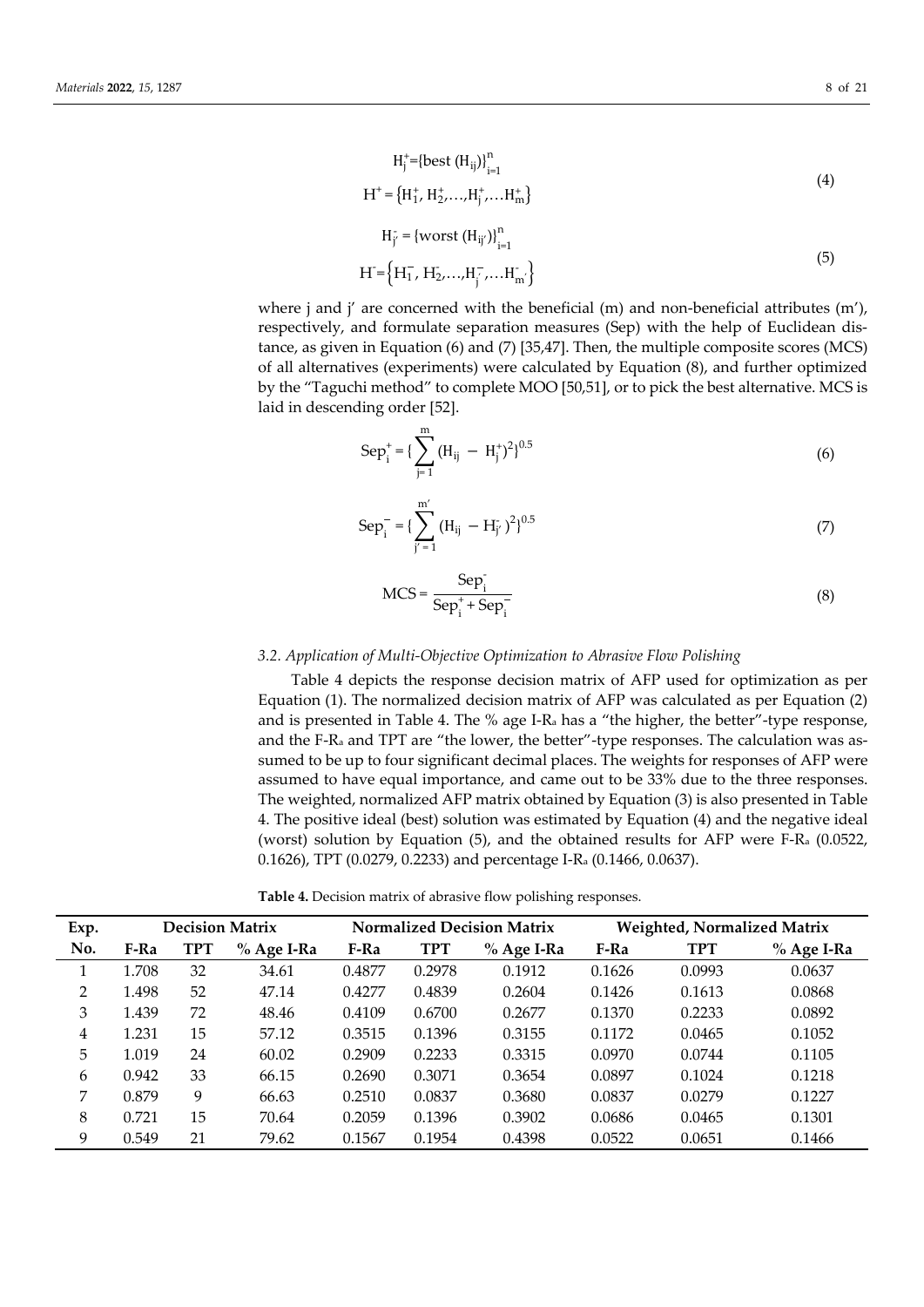$$H_j^{+}=\{\text{best }(H_{ij})\}_{i=1}^{n}$$
$$H^{+}=\{H_1^{+}, H_2^{+},\ldots,H_j^{+},\ldots H_m^{+}\} \tag{4}$$

$$H_{j'}^{-}=\{\text{worst }(H_{ij'})\}_{i=1}^{n}$$
$$H^{-}=\{H_1^{-}, H_2^{-},\ldots,H_{j'}^{-},\ldots H_{m'}^{-}\} \tag{5}$$

where j and j' are concerned with the beneficial (m) and non-beneficial attributes (m'), respectively, and formulate separation measures (Sep) with the help of Euclidean distance, as given in Equation (6) and (7) [35,47]. Then, the multiple composite scores (MCS) of all alternatives (experiments) were calculated by Equation (8), and further optimized by the "Taguchi method" to complete MOO [50,51], or to pick the best alternative. MCS is laid in descending order [52].

$$Sep_i^{+}=\{\sum_{j=1}^{m}(H_{ij}-H_j^{+})^2\}^{0.5} \tag{6}$$

$$Sep_i^{-}=\{\sum_{j'=1}^{m'}(H_{ij}-H_{j'}^{-})^2\}^{0.5} \tag{7}$$

$$MCS=\frac{Sep_i^{-}}{Sep_i^{+}+Sep_i^{-}} \tag{8}$$

### *3.2. Application of Multi-Objective Optimization to Abrasive Flow Polishing*

Table 4 depicts the response decision matrix of AFP used for optimization as per Equation (1). The normalized decision matrix of AFP was calculated as per Equation (2) and is presented in Table 4. The % age I-$R_a$ has a "the higher, the better"-type response, and the F-$R_a$ and TPT are "the lower, the better"-type responses. The calculation was assumed to be up to four significant decimal places. The weights for responses of AFP were assumed to have equal importance, and came out to be 33% due to the three responses. The weighted, normalized AFP matrix obtained by Equation (3) is also presented in Table 4. The positive ideal (best) solution was estimated by Equation (4) and the negative ideal (worst) solution by Equation (5), and the obtained results for AFP were F-$R_a$ (0.0522, 0.1626), TPT (0.0279, 0.2233) and percentage I-$R_a$ (0.1466, 0.0637).

**Table 4.** Decision matrix of abrasive flow polishing responses.

| Exp. | Decision Matrix | | | Normalized Decision Matrix | | | Weighted, Normalized Matrix | | |
|---|---|---|---|---|---|---|---|---|---|
| No. | F-Ra | TPT | % Age I-Ra | F-Ra | TPT | % Age I-Ra | F-Ra | TPT | % Age I-Ra |
| 1 | 1.708 | 32 | 34.61 | 0.4877 | 0.2978 | 0.1912 | 0.1626 | 0.0993 | 0.0637 |
| 2 | 1.498 | 52 | 47.14 | 0.4277 | 0.4839 | 0.2604 | 0.1426 | 0.1613 | 0.0868 |
| 3 | 1.439 | 72 | 48.46 | 0.4109 | 0.6700 | 0.2677 | 0.1370 | 0.2233 | 0.0892 |
| 4 | 1.231 | 15 | 57.12 | 0.3515 | 0.1396 | 0.3155 | 0.1172 | 0.0465 | 0.1052 |
| 5 | 1.019 | 24 | 60.02 | 0.2909 | 0.2233 | 0.3315 | 0.0970 | 0.0744 | 0.1105 |
| 6 | 0.942 | 33 | 66.15 | 0.2690 | 0.3071 | 0.3654 | 0.0897 | 0.1024 | 0.1218 |
| 7 | 0.879 | 9 | 66.63 | 0.2510 | 0.0837 | 0.3680 | 0.0837 | 0.0279 | 0.1227 |
| 8 | 0.721 | 15 | 70.64 | 0.2059 | 0.1396 | 0.3902 | 0.0686 | 0.0465 | 0.1301 |
| 9 | 0.549 | 21 | 79.62 | 0.1567 | 0.1954 | 0.4398 | 0.0522 | 0.0651 | 0.1466 |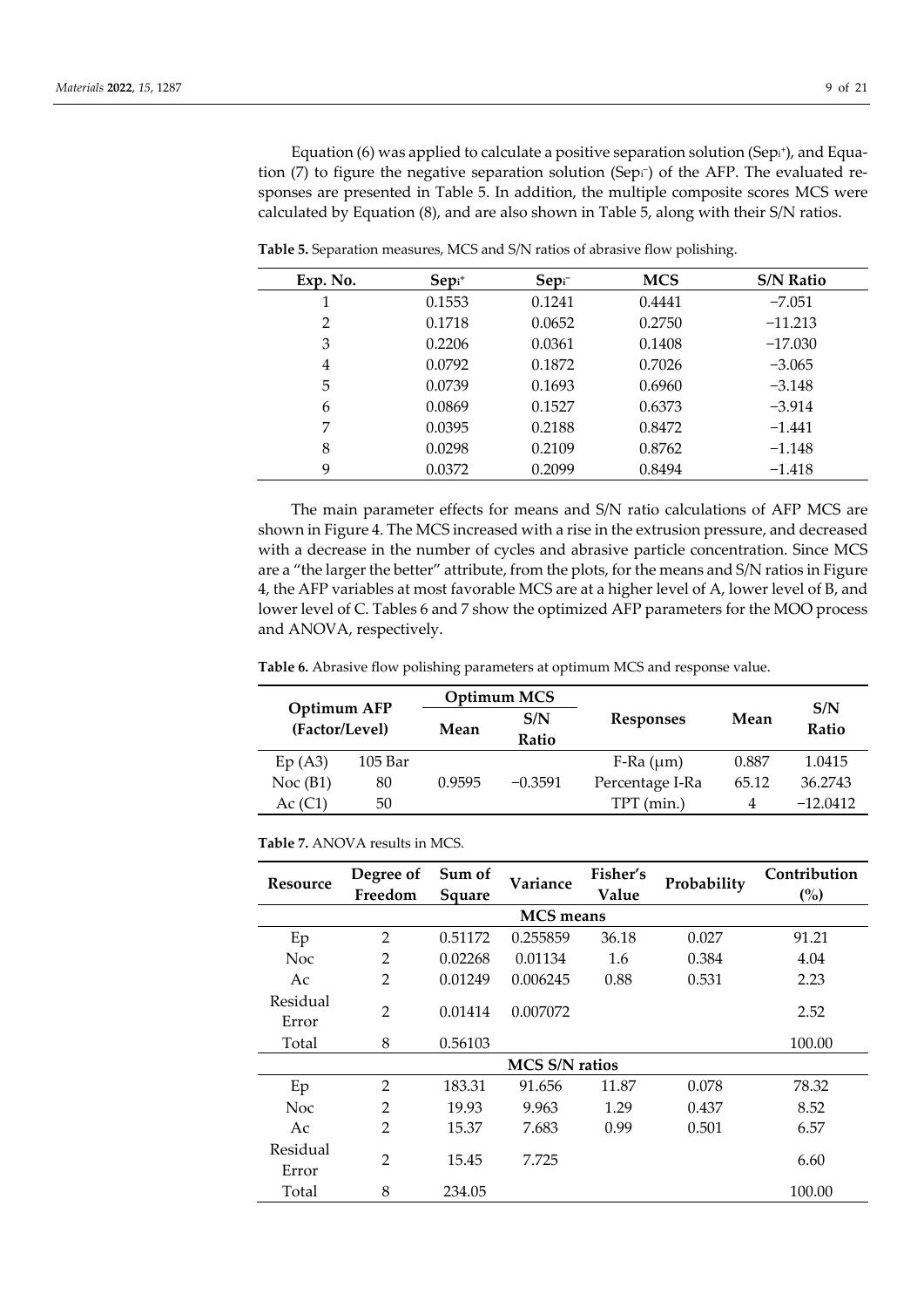Equation (6) was applied to calculate a positive separation solution ($Sep_i^+$), and Equation (7) to figure the negative separation solution ($Sep_i^-$) of the AFP. The evaluated responses are presented in Table 5. In addition, the multiple composite scores MCS were calculated by Equation (8), and are also shown in Table 5, along with their S/N ratios.

**Table 5.** Separation measures, MCS and S/N ratios of abrasive flow polishing.

| Exp. No. | $Sep_i^+$ | $Sep_i^-$ | MCS | S/N Ratio |
|---|---|---|---|---|
| 1 | 0.1553 | 0.1241 | 0.4441 | −7.051 |
| 2 | 0.1718 | 0.0652 | 0.2750 | −11.213 |
| 3 | 0.2206 | 0.0361 | 0.1408 | −17.030 |
| 4 | 0.0792 | 0.1872 | 0.7026 | −3.065 |
| 5 | 0.0739 | 0.1693 | 0.6960 | −3.148 |
| 6 | 0.0869 | 0.1527 | 0.6373 | −3.914 |
| 7 | 0.0395 | 0.2188 | 0.8472 | −1.441 |
| 8 | 0.0298 | 0.2109 | 0.8762 | −1.148 |
| 9 | 0.0372 | 0.2099 | 0.8494 | −1.418 |

The main parameter effects for means and S/N ratio calculations of AFP MCS are shown in Figure 4. The MCS increased with a rise in the extrusion pressure, and decreased with a decrease in the number of cycles and abrasive particle concentration. Since MCS are a "the larger the better" attribute, from the plots, for the means and S/N ratios in Figure 4, the AFP variables at most favorable MCS are at a higher level of A, lower level of B, and lower level of C. Tables 6 and 7 show the optimized AFP parameters for the MOO process and ANOVA, respectively.

**Table 6.** Abrasive flow polishing parameters at optimum MCS and response value.

| Optimum AFP (Factor/Level) | | Optimum MCS | | Responses | Mean | S/N Ratio |
|---|---|---|---|---|---|---|
| | | Mean | S/N Ratio | | | |
| Ep (A3) | 105 Bar | 0.9595 | −0.3591 | F-Ra (μm) | 0.887 | 1.0415 |
| Noc (B1) | 80 | | | Percentage I-Ra | 65.12 | 36.2743 |
| Ac (C1) | 50 | | | TPT (min.) | 4 | −12.0412 |

**Table 7.** ANOVA results in MCS.

| Resource | Degree of Freedom | Sum of Square | Variance | Fisher's Value | Probability | Contribution (%) |
|---|---|---|---|---|---|---|
| | | | **MCS means** | | | |
| Ep | 2 | 0.51172 | 0.255859 | 36.18 | 0.027 | 91.21 |
| Noc | 2 | 0.02268 | 0.01134 | 1.6 | 0.384 | 4.04 |
| Ac | 2 | 0.01249 | 0.006245 | 0.88 | 0.531 | 2.23 |
| Residual Error | 2 | 0.01414 | 0.007072 | | | 2.52 |
| Total | 8 | 0.56103 | | | | 100.00 |
| | | | **MCS S/N ratios** | | | |
| Ep | 2 | 183.31 | 91.656 | 11.87 | 0.078 | 78.32 |
| Noc | 2 | 19.93 | 9.963 | 1.29 | 0.437 | 8.52 |
| Ac | 2 | 15.37 | 7.683 | 0.99 | 0.501 | 6.57 |
| Residual Error | 2 | 15.45 | 7.725 | | | 6.60 |
| Total | 8 | 234.05 | | | | 100.00 |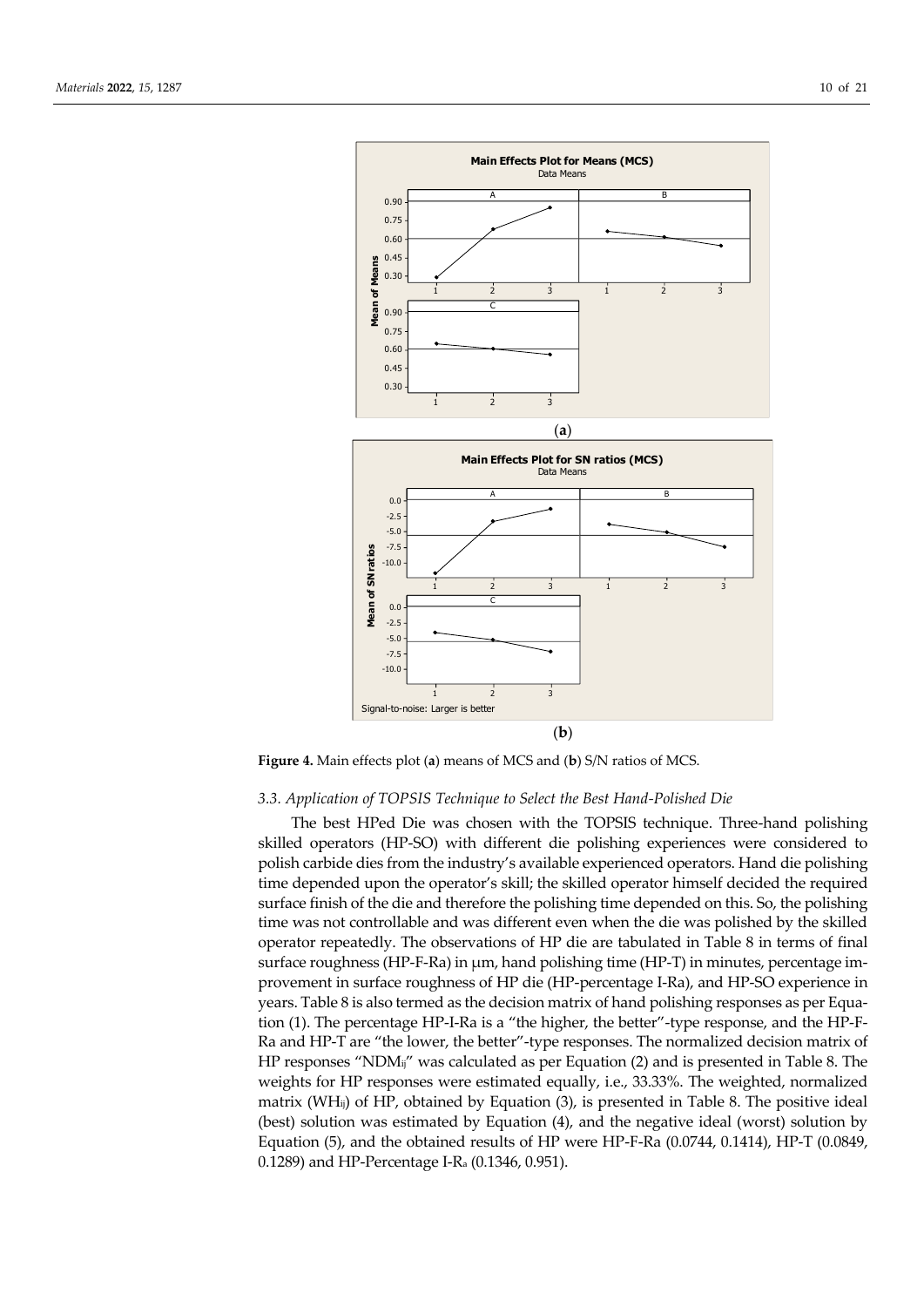**Figure 4.** Main effects plot (**a**) means of MCS and (**b**) S/N ratios of MCS.

### 3.3. Application of TOPSIS Technique to Select the Best Hand-Polished Die

The best HPed Die was chosen with the TOPSIS technique. Three-hand polishing skilled operators (HP-SO) with different die polishing experiences were considered to polish carbide dies from the industry's available experienced operators. Hand die polishing time depended upon the operator's skill; the skilled operator himself decided the required surface finish of the die and therefore the polishing time depended on this. So, the polishing time was not controllable and was different even when the die was polished by the skilled operator repeatedly. The observations of HP die are tabulated in Table 8 in terms of final surface roughness (HP-F-Ra) in μm, hand polishing time (HP-T) in minutes, percentage improvement in surface roughness of HP die (HP-percentage I-Ra), and HP-SO experience in years. Table 8 is also termed as the decision matrix of hand polishing responses as per Equation (1). The percentage HP-I-Ra is a "the higher, the better"-type response, and the HP-F-Ra and HP-T are "the lower, the better"-type responses. The normalized decision matrix of HP responses "$NDM_{ij}$" was calculated as per Equation (2) and is presented in Table 8. The weights for HP responses were estimated equally, i.e., 33.33%. The weighted, normalized matrix ($WH_{ij}$) of HP, obtained by Equation (3), is presented in Table 8. The positive ideal (best) solution was estimated by Equation (4), and the negative ideal (worst) solution by Equation (5), and the obtained results of HP were HP-F-Ra (0.0744, 0.1414), HP-T (0.0849, 0.1289) and HP-Percentage I-$R_a$ (0.1346, 0.951).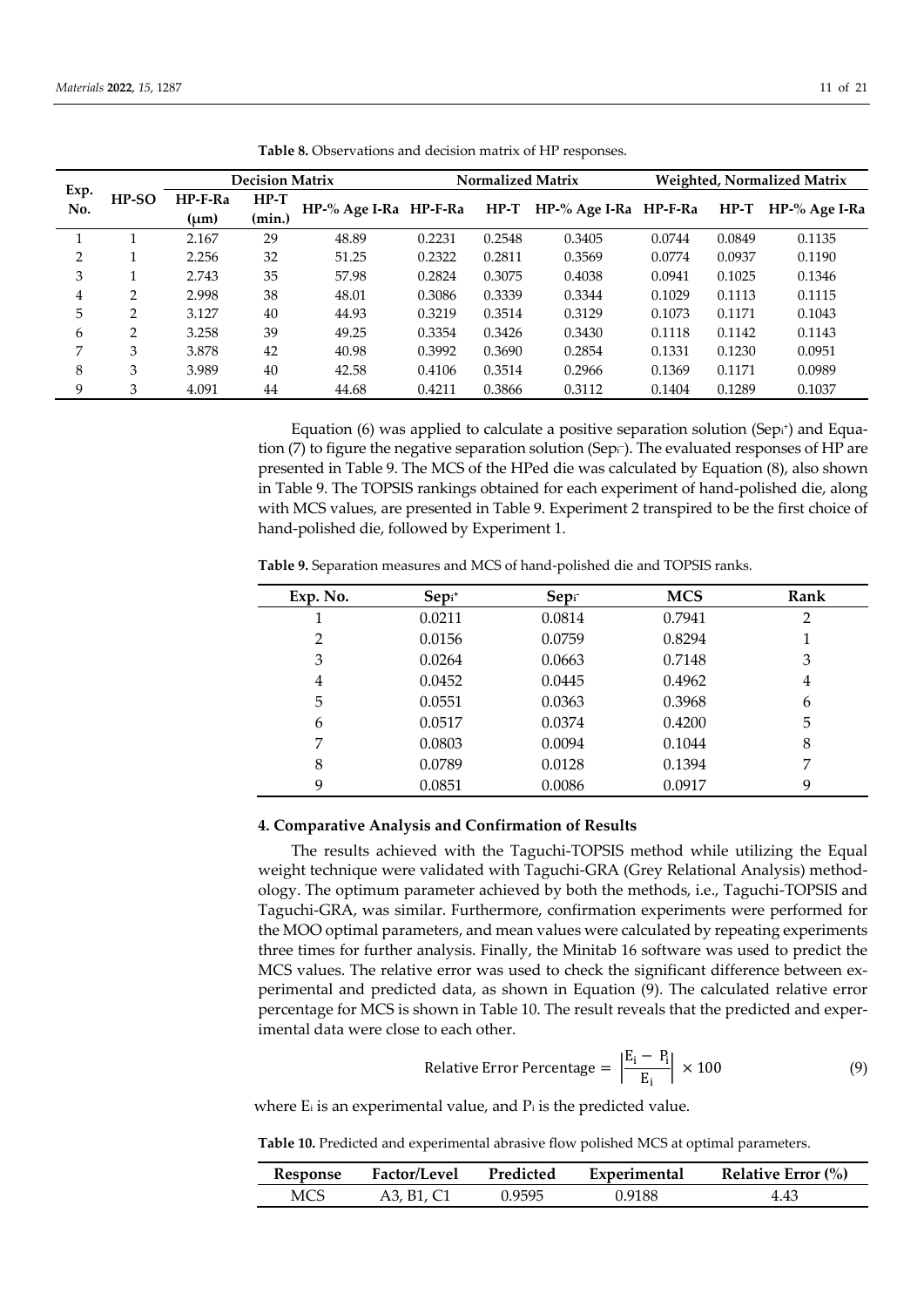**Table 8.** Observations and decision matrix of HP responses.

| Exp. No. | HP-SO | Decision Matrix | | | Normalized Matrix | | | Weighted, Normalized Matrix | | |
|---|---|---|---|---|---|---|---|---|---|---|
| | | HP-F-Ra (μm) | HP-T (min.) | HP-% Age I-Ra | HP-F-Ra | HP-T | HP-% Age I-Ra | HP-F-Ra | HP-T | HP-% Age I-Ra |
| 1 | 1 | 2.167 | 29 | 48.89 | 0.2231 | 0.2548 | 0.3405 | 0.0744 | 0.0849 | 0.1135 |
| 2 | 1 | 2.256 | 32 | 51.25 | 0.2322 | 0.2811 | 0.3569 | 0.0774 | 0.0937 | 0.1190 |
| 3 | 1 | 2.743 | 35 | 57.98 | 0.2824 | 0.3075 | 0.4038 | 0.0941 | 0.1025 | 0.1346 |
| 4 | 2 | 2.998 | 38 | 48.01 | 0.3086 | 0.3339 | 0.3344 | 0.1029 | 0.1113 | 0.1115 |
| 5 | 2 | 3.127 | 40 | 44.93 | 0.3219 | 0.3514 | 0.3129 | 0.1073 | 0.1171 | 0.1043 |
| 6 | 2 | 3.258 | 39 | 49.25 | 0.3354 | 0.3426 | 0.3430 | 0.1118 | 0.1142 | 0.1143 |
| 7 | 3 | 3.878 | 42 | 40.98 | 0.3992 | 0.3690 | 0.2854 | 0.1331 | 0.1230 | 0.0951 |
| 8 | 3 | 3.989 | 40 | 42.58 | 0.4106 | 0.3514 | 0.2966 | 0.1369 | 0.1171 | 0.0989 |
| 9 | 3 | 4.091 | 44 | 44.68 | 0.4211 | 0.3866 | 0.3112 | 0.1404 | 0.1289 | 0.1037 |

Equation (6) was applied to calculate a positive separation solution ($Sep_i^+$) and Equation (7) to figure the negative separation solution ($Sep_i^-$). The evaluated responses of HP are presented in Table 9. The MCS of the HPed die was calculated by Equation (8), also shown in Table 9. The TOPSIS rankings obtained for each experiment of hand-polished die, along with MCS values, are presented in Table 9. Experiment 2 transpired to be the first choice of hand-polished die, followed by Experiment 1.

**Table 9.** Separation measures and MCS of hand-polished die and TOPSIS ranks.

| Exp. No. | $Sep_i^+$ | $Sep_i^-$ | MCS | Rank |
|---|---|---|---|---|
| 1 | 0.0211 | 0.0814 | 0.7941 | 2 |
| 2 | 0.0156 | 0.0759 | 0.8294 | 1 |
| 3 | 0.0264 | 0.0663 | 0.7148 | 3 |
| 4 | 0.0452 | 0.0445 | 0.4962 | 4 |
| 5 | 0.0551 | 0.0363 | 0.3968 | 6 |
| 6 | 0.0517 | 0.0374 | 0.4200 | 5 |
| 7 | 0.0803 | 0.0094 | 0.1044 | 8 |
| 8 | 0.0789 | 0.0128 | 0.1394 | 7 |
| 9 | 0.0851 | 0.0086 | 0.0917 | 9 |

## 4. Comparative Analysis and Confirmation of Results

The results achieved with the Taguchi-TOPSIS method while utilizing the Equal weight technique were validated with Taguchi-GRA (Grey Relational Analysis) methodology. The optimum parameter achieved by both the methods, i.e., Taguchi-TOPSIS and Taguchi-GRA, was similar. Furthermore, confirmation experiments were performed for the MOO optimal parameters, and mean values were calculated by repeating experiments three times for further analysis. Finally, the Minitab 16 software was used to predict the MCS values. The relative error was used to check the significant difference between experimental and predicted data, as shown in Equation (9). The calculated relative error percentage for MCS is shown in Table 10. The result reveals that the predicted and experimental data were close to each other.

$$\text{Relative Error Percentage} = \left|\frac{E_i - P_i}{E_i}\right| \times 100 \tag{9}$$

where $E_i$ is an experimental value, and $P_i$ is the predicted value.

**Table 10.** Predicted and experimental abrasive flow polished MCS at optimal parameters.

| Response | Factor/Level | Predicted | Experimental | Relative Error (%) |
|---|---|---|---|---|
| MCS | A3, B1, C1 | 0.9595 | 0.9188 | 4.43 |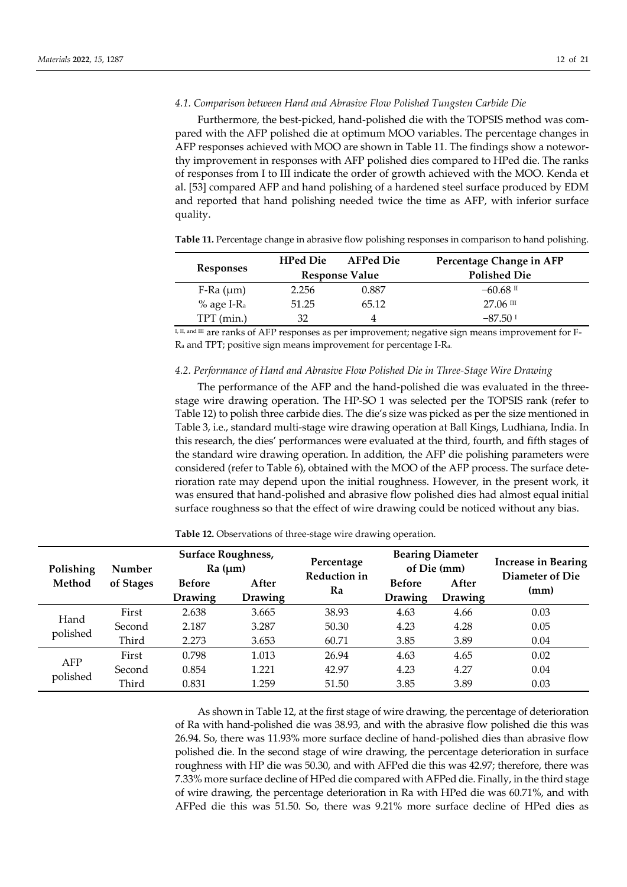### 4.1. Comparison between Hand and Abrasive Flow Polished Tungsten Carbide Die

Furthermore, the best-picked, hand-polished die with the TOPSIS method was compared with the AFP polished die at optimum MOO variables. The percentage changes in AFP responses achieved with MOO are shown in Table 11. The findings show a noteworthy improvement in responses with AFP polished dies compared to HPed die. The ranks of responses from I to III indicate the order of growth achieved with the MOO. Kenda et al. [53] compared AFP and hand polishing of a hardened steel surface produced by EDM and reported that hand polishing needed twice the time as AFP, with inferior surface quality.

**Table 11.** Percentage change in abrasive flow polishing responses in comparison to hand polishing.

| Responses | HPed Die | AFPed Die | Percentage Change in AFP Polished Die |
|---|---|---|---|
| | Response Value | | |
| F-Ra (μm) | 2.256 | 0.887 | −60.68 [II] |
| % age I-$R_a$ | 51.25 | 65.12 | 27.06 [III] |
| TPT (min.) | 32 | 4 | −87.50 [I] |

[I, II, and III] are ranks of AFP responses as per improvement; negative sign means improvement for F-$R_a$ and TPT; positive sign means improvement for percentage I-$R_a$.

### 4.2. Performance of Hand and Abrasive Flow Polished Die in Three-Stage Wire Drawing

The performance of the AFP and the hand-polished die was evaluated in the three-stage wire drawing operation. The HP-SO 1 was selected per the TOPSIS rank (refer to Table 12) to polish three carbide dies. The die's size was picked as per the size mentioned in Table 3, i.e., standard multi-stage wire drawing operation at Ball Kings, Ludhiana, India. In this research, the dies' performances were evaluated at the third, fourth, and fifth stages of the standard wire drawing operation. In addition, the AFP die polishing parameters were considered (refer to Table 6), obtained with the MOO of the AFP process. The surface deterioration rate may depend upon the initial roughness. However, in the present work, it was ensured that hand-polished and abrasive flow polished dies had almost equal initial surface roughness so that the effect of wire drawing could be noticed without any bias.

**Table 12.** Observations of three-stage wire drawing operation.

| Polishing Method | Number of Stages | Surface Roughness, Ra (μm) | | Percentage Reduction in Ra | Bearing Diameter of Die (mm) | | Increase in Bearing Diameter of Die (mm) |
|---|---|---|---|---|---|---|---|
| | | Before Drawing | After Drawing | | Before Drawing | After Drawing | |
| Hand polished | First | 2.638 | 3.665 | 38.93 | 4.63 | 4.66 | 0.03 |
| | Second | 2.187 | 3.287 | 50.30 | 4.23 | 4.28 | 0.05 |
| | Third | 2.273 | 3.653 | 60.71 | 3.85 | 3.89 | 0.04 |
| AFP polished | First | 0.798 | 1.013 | 26.94 | 4.63 | 4.65 | 0.02 |
| | Second | 0.854 | 1.221 | 42.97 | 4.23 | 4.27 | 0.04 |
| | Third | 0.831 | 1.259 | 51.50 | 3.85 | 3.89 | 0.03 |

As shown in Table 12, at the first stage of wire drawing, the percentage of deterioration of Ra with hand-polished die was 38.93, and with the abrasive flow polished die this was 26.94. So, there was 11.93% more surface decline of hand-polished dies than abrasive flow polished die. In the second stage of wire drawing, the percentage deterioration in surface roughness with HP die was 50.30, and with AFPed die this was 42.97; therefore, there was 7.33% more surface decline of HPed die compared with AFPed die. Finally, in the third stage of wire drawing, the percentage deterioration in Ra with HPed die was 60.71%, and with AFPed die this was 51.50. So, there was 9.21% more surface decline of HPed dies as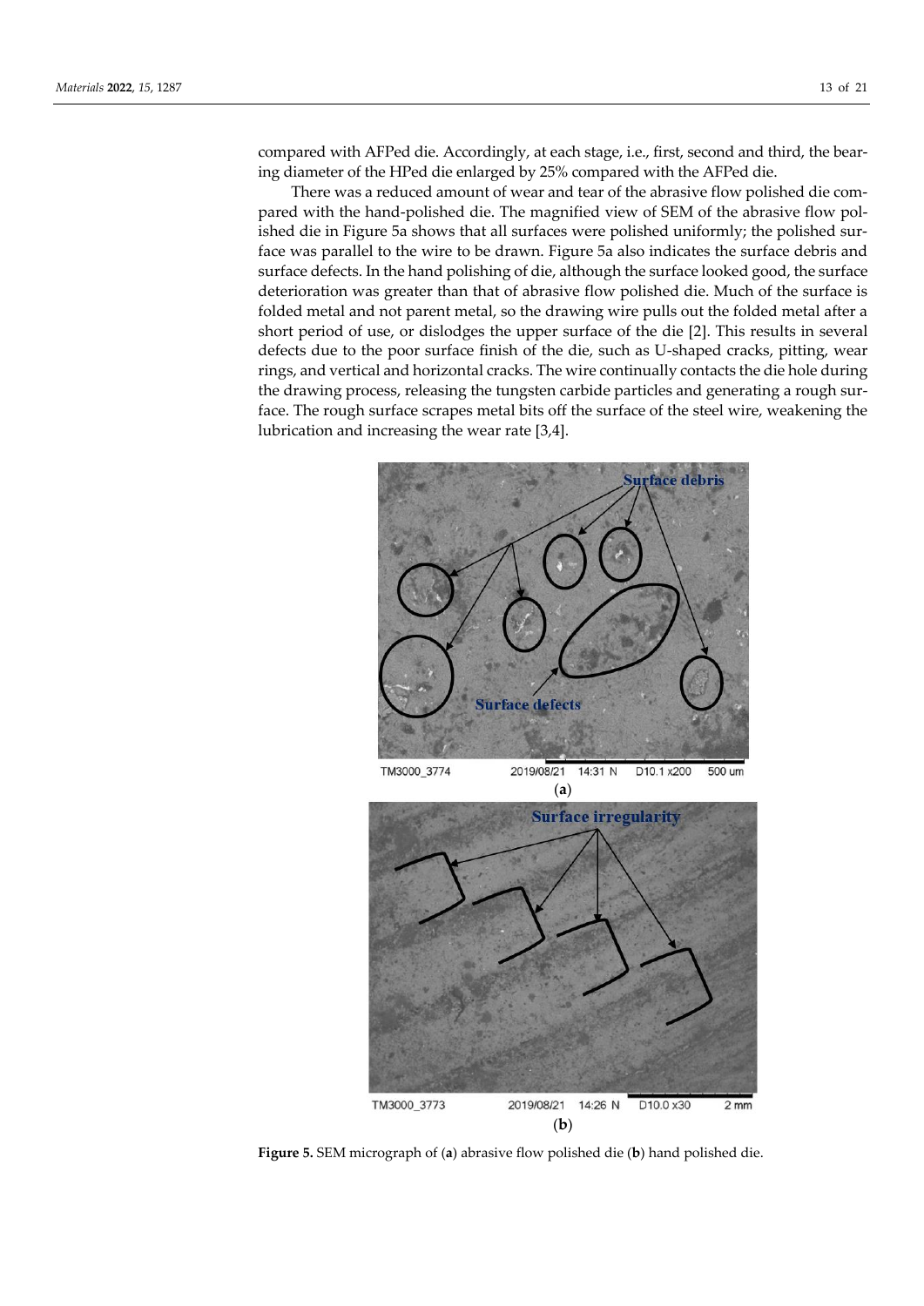compared with AFPed die. Accordingly, at each stage, i.e., first, second and third, the bearing diameter of the HPed die enlarged by 25% compared with the AFPed die.

There was a reduced amount of wear and tear of the abrasive flow polished die compared with the hand-polished die. The magnified view of SEM of the abrasive flow polished die in Figure 5a shows that all surfaces were polished uniformly; the polished surface was parallel to the wire to be drawn. Figure 5a also indicates the surface debris and surface defects. In the hand polishing of die, although the surface looked good, the surface deterioration was greater than that of abrasive flow polished die. Much of the surface is folded metal and not parent metal, so the drawing wire pulls out the folded metal after a short period of use, or dislodges the upper surface of the die [2]. This results in several defects due to the poor surface finish of the die, such as U-shaped cracks, pitting, wear rings, and vertical and horizontal cracks. The wire continually contacts the die hole during the drawing process, releasing the tungsten carbide particles and generating a rough surface. The rough surface scrapes metal bits off the surface of the steel wire, weakening the lubrication and increasing the wear rate [3,4].

**Figure 5.** SEM micrograph of (**a**) abrasive flow polished die (**b**) hand polished die.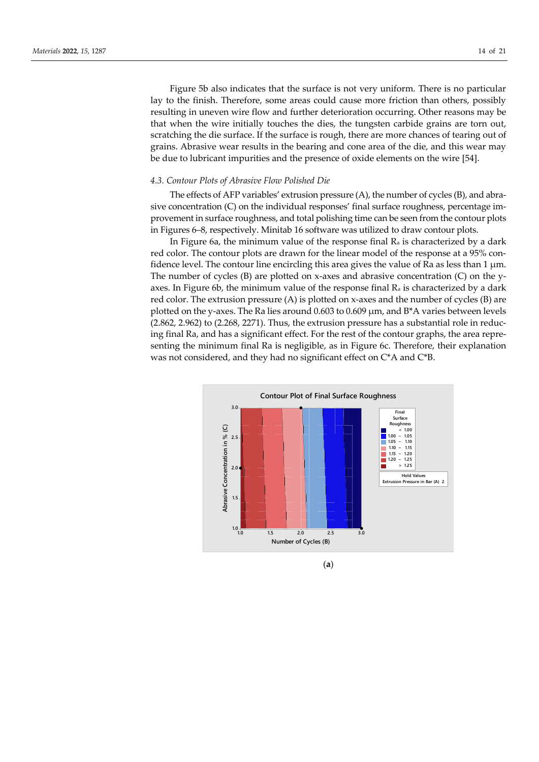Figure 5b also indicates that the surface is not very uniform. There is no particular lay to the finish. Therefore, some areas could cause more friction than others, possibly resulting in uneven wire flow and further deterioration occurring. Other reasons may be that when the wire initially touches the dies, the tungsten carbide grains are torn out, scratching the die surface. If the surface is rough, there are more chances of tearing out of grains. Abrasive wear results in the bearing and cone area of the die, and this wear may be due to lubricant impurities and the presence of oxide elements on the wire [54].

### *4.3. Contour Plots of Abrasive Flow Polished Die*

The effects of AFP variables' extrusion pressure (A), the number of cycles (B), and abrasive concentration (C) on the individual responses' final surface roughness, percentage improvement in surface roughness, and total polishing time can be seen from the contour plots in Figures 6–8, respectively. Minitab 16 software was utilized to draw contour plots.

In Figure 6a, the minimum value of the response final $R_a$ is characterized by a dark red color. The contour plots are drawn for the linear model of the response at a 95% confidence level. The contour line encircling this area gives the value of Ra as less than 1 μm. The number of cycles (B) are plotted on x-axes and abrasive concentration (C) on the y-axes. In Figure 6b, the minimum value of the response final $R_a$ is characterized by a dark red color. The extrusion pressure (A) is plotted on x-axes and the number of cycles (B) are plotted on the y-axes. The Ra lies around 0.603 to 0.609 μm, and B*A varies between levels (2.862, 2.962) to (2.268, 2271). Thus, the extrusion pressure has a substantial role in reducing final Ra, and has a significant effect. For the rest of the contour graphs, the area representing the minimum final Ra is negligible, as in Figure 6c. Therefore, their explanation was not considered, and they had no significant effect on C*A and C*B.

(**a**)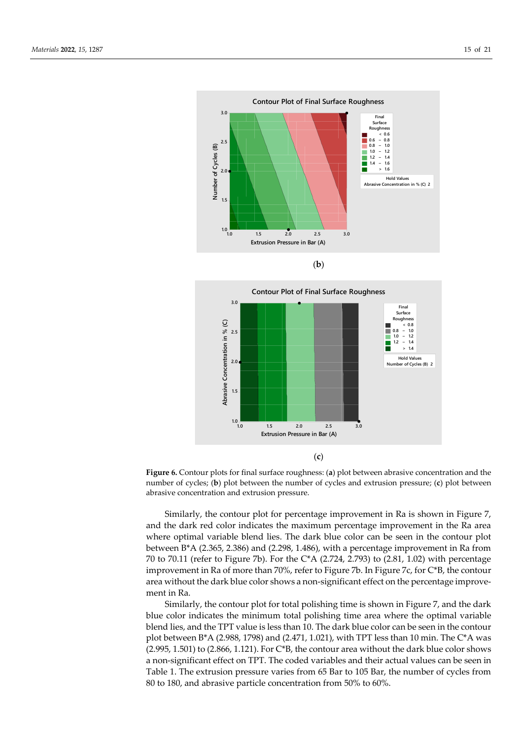(**b**)

(**c**)

**Figure 6.** Contour plots for final surface roughness: (**a**) plot between abrasive concentration and the number of cycles; (**b**) plot between the number of cycles and extrusion pressure; (**c**) plot between abrasive concentration and extrusion pressure.

Similarly, the contour plot for percentage improvement in Ra is shown in Figure 7, and the dark red color indicates the maximum percentage improvement in the Ra area where optimal variable blend lies. The dark blue color can be seen in the contour plot between B*A (2.365, 2.386) and (2.298, 1.486), with a percentage improvement in Ra from 70 to 70.11 (refer to Figure 7b). For the C*A (2.724, 2.793) to (2.81, 1.02) with percentage improvement in Ra of more than 70%, refer to Figure 7b. In Figure 7c, for C*B, the contour area without the dark blue color shows a non-significant effect on the percentage improvement in Ra.

Similarly, the contour plot for total polishing time is shown in Figure 7, and the dark blue color indicates the minimum total polishing time area where the optimal variable blend lies, and the TPT value is less than 10. The dark blue color can be seen in the contour plot between B*A (2.988, 1798) and (2.471, 1.021), with TPT less than 10 min. The C*A was (2.995, 1.501) to (2.866, 1.121). For C*B, the contour area without the dark blue color shows a non-significant effect on TPT. The coded variables and their actual values can be seen in Table 1. The extrusion pressure varies from 65 Bar to 105 Bar, the number of cycles from 80 to 180, and abrasive particle concentration from 50% to 60%.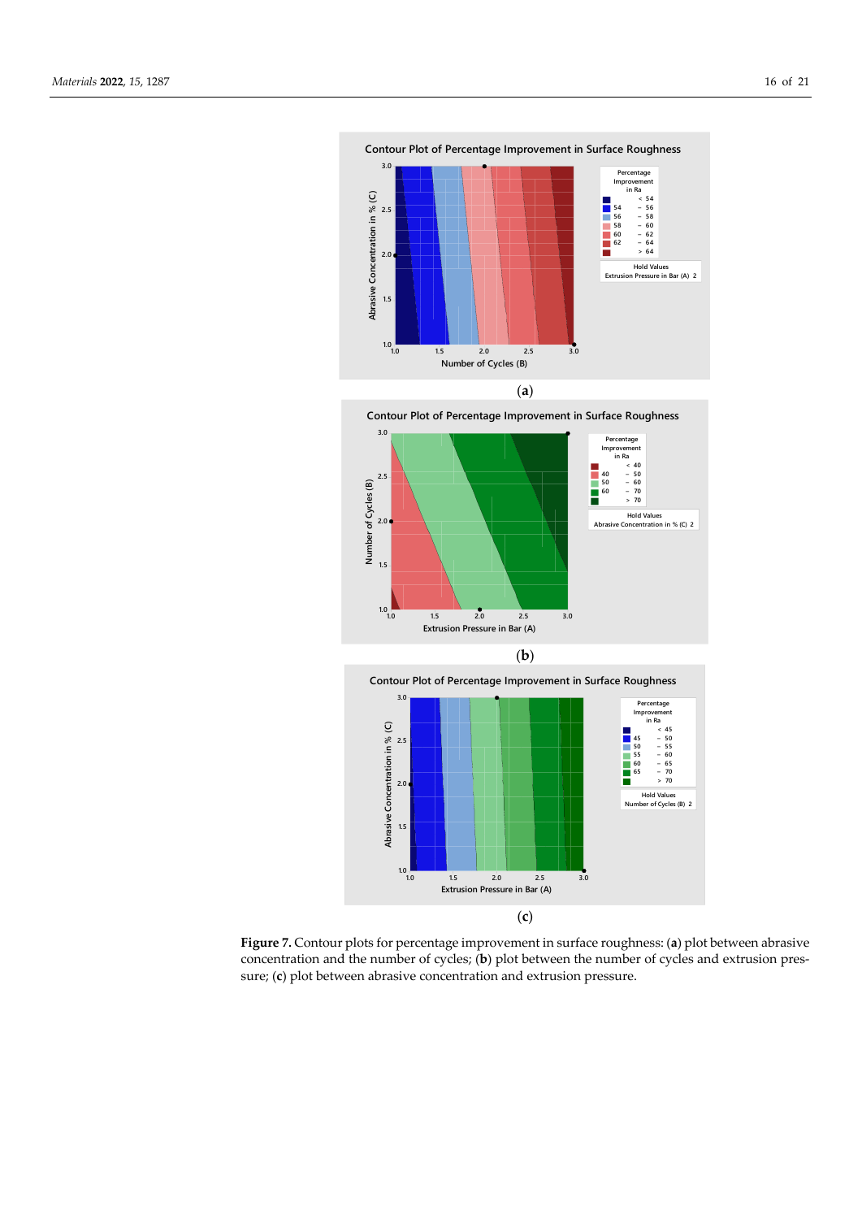(a)

(b)

(c)

**Figure 7.** Contour plots for percentage improvement in surface roughness: (**a**) plot between abrasive concentration and the number of cycles; (**b**) plot between the number of cycles and extrusion pressure; (**c**) plot between abrasive concentration and extrusion pressure.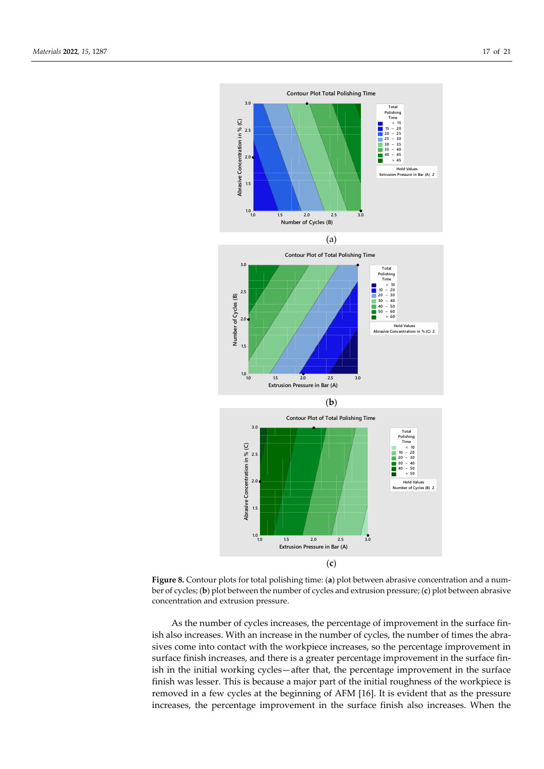**Figure 8.** Contour plots for total polishing time: (**a**) plot between abrasive concentration and a number of cycles; (**b**) plot between the number of cycles and extrusion pressure; (**c**) plot between abrasive concentration and extrusion pressure.

As the number of cycles increases, the percentage of improvement in the surface finish also increases. With an increase in the number of cycles, the number of times the abrasives come into contact with the workpiece increases, so the percentage improvement in surface finish increases, and there is a greater percentage improvement in the surface finish in the initial working cycles—after that, the percentage improvement in the surface finish was lesser. This is because a major part of the initial roughness of the workpiece is removed in a few cycles at the beginning of AFM [16]. It is evident that as the pressure increases, the percentage improvement in the surface finish also increases. When the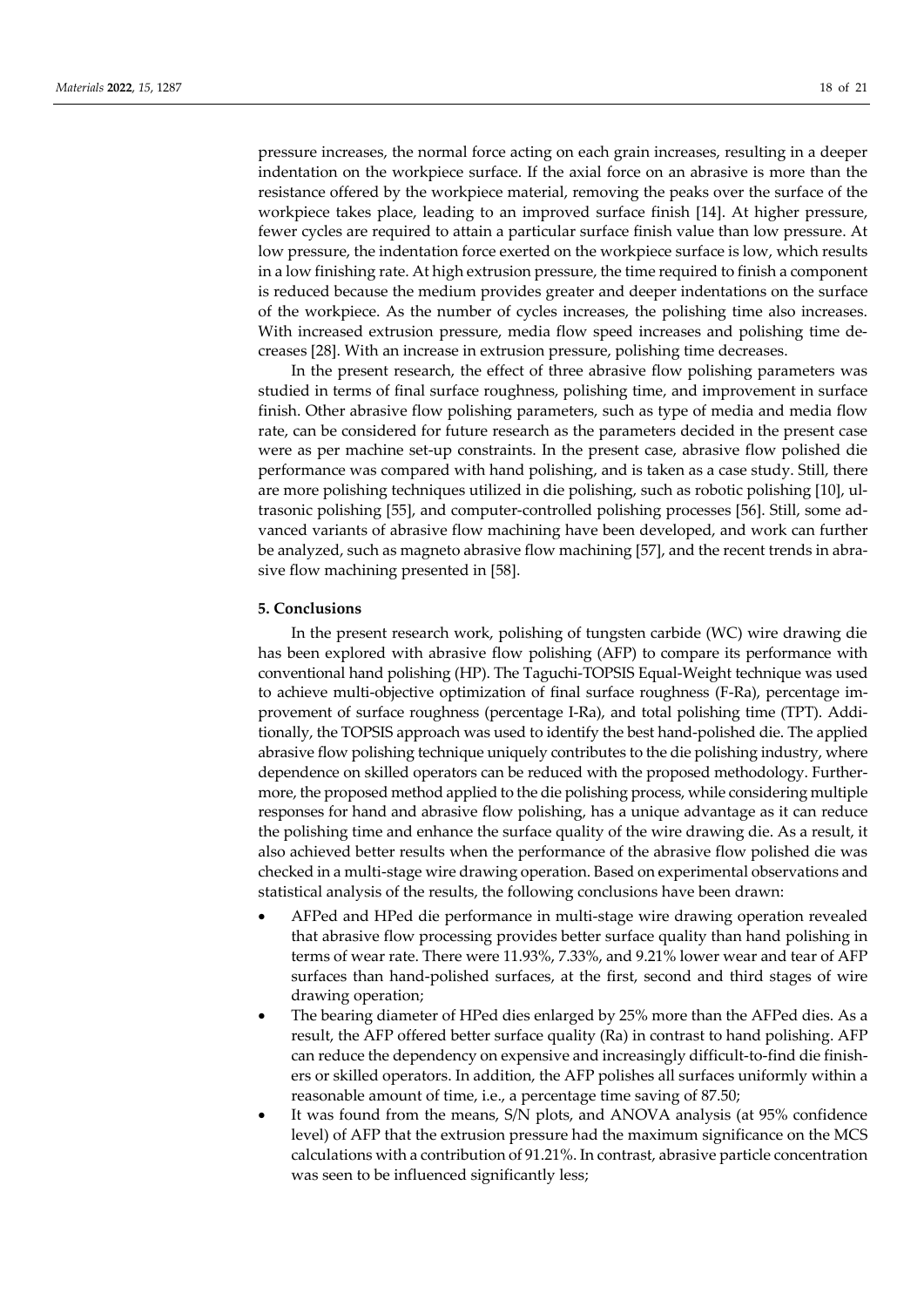pressure increases, the normal force acting on each grain increases, resulting in a deeper indentation on the workpiece surface. If the axial force on an abrasive is more than the resistance offered by the workpiece material, removing the peaks over the surface of the workpiece takes place, leading to an improved surface finish [14]. At higher pressure, fewer cycles are required to attain a particular surface finish value than low pressure. At low pressure, the indentation force exerted on the workpiece surface is low, which results in a low finishing rate. At high extrusion pressure, the time required to finish a component is reduced because the medium provides greater and deeper indentations on the surface of the workpiece. As the number of cycles increases, the polishing time also increases. With increased extrusion pressure, media flow speed increases and polishing time decreases [28]. With an increase in extrusion pressure, polishing time decreases.

In the present research, the effect of three abrasive flow polishing parameters was studied in terms of final surface roughness, polishing time, and improvement in surface finish. Other abrasive flow polishing parameters, such as type of media and media flow rate, can be considered for future research as the parameters decided in the present case were as per machine set-up constraints. In the present case, abrasive flow polished die performance was compared with hand polishing, and is taken as a case study. Still, there are more polishing techniques utilized in die polishing, such as robotic polishing [10], ultrasonic polishing [55], and computer-controlled polishing processes [56]. Still, some advanced variants of abrasive flow machining have been developed, and work can further be analyzed, such as magneto abrasive flow machining [57], and the recent trends in abrasive flow machining presented in [58].

## 5. Conclusions

In the present research work, polishing of tungsten carbide (WC) wire drawing die has been explored with abrasive flow polishing (AFP) to compare its performance with conventional hand polishing (HP). The Taguchi-TOPSIS Equal-Weight technique was used to achieve multi-objective optimization of final surface roughness (F-Ra), percentage improvement of surface roughness (percentage I-Ra), and total polishing time (TPT). Additionally, the TOPSIS approach was used to identify the best hand-polished die. The applied abrasive flow polishing technique uniquely contributes to the die polishing industry, where dependence on skilled operators can be reduced with the proposed methodology. Furthermore, the proposed method applied to the die polishing process, while considering multiple responses for hand and abrasive flow polishing, has a unique advantage as it can reduce the polishing time and enhance the surface quality of the wire drawing die. As a result, it also achieved better results when the performance of the abrasive flow polished die was checked in a multi-stage wire drawing operation. Based on experimental observations and statistical analysis of the results, the following conclusions have been drawn:

- AFPed and HPed die performance in multi-stage wire drawing operation revealed that abrasive flow processing provides better surface quality than hand polishing in terms of wear rate. There were 11.93%, 7.33%, and 9.21% lower wear and tear of AFP surfaces than hand-polished surfaces, at the first, second and third stages of wire drawing operation;
- The bearing diameter of HPed dies enlarged by 25% more than the AFPed dies. As a result, the AFP offered better surface quality (Ra) in contrast to hand polishing. AFP can reduce the dependency on expensive and increasingly difficult-to-find die finishers or skilled operators. In addition, the AFP polishes all surfaces uniformly within a reasonable amount of time, i.e., a percentage time saving of 87.50;
- It was found from the means, S/N plots, and ANOVA analysis (at 95% confidence level) of AFP that the extrusion pressure had the maximum significance on the MCS calculations with a contribution of 91.21%. In contrast, abrasive particle concentration was seen to be influenced significantly less;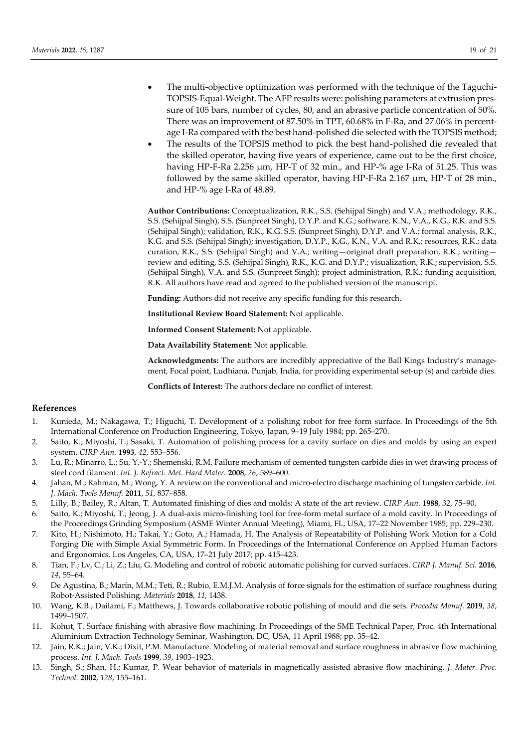- The multi-objective optimization was performed with the technique of the Taguchi-TOPSIS-Equal-Weight. The AFP results were: polishing parameters at extrusion pressure of 105 bars, number of cycles, 80, and an abrasive particle concentration of 50%. There was an improvement of 87.50% in TPT, 60.68% in F-Ra, and 27.06% in percentage I-Ra compared with the best hand-polished die selected with the TOPSIS method;
- The results of the TOPSIS method to pick the best hand-polished die revealed that the skilled operator, having five years of experience, came out to be the first choice, having HP-F-Ra 2.256 μm, HP-T of 32 min., and HP-% age I-Ra of 51.25. This was followed by the same skilled operator, having HP-F-Ra 2.167 μm, HP-T of 28 min., and HP-% age I-Ra of 48.89.

**Author Contributions:** Conceptualization, R.K., S.S. (Sehijpal Singh) and V.A.; methodology, R.K., S.S. (Sehijpal Singh), S.S. (Sunpreet Singh), D.Y.P. and K.G.; software, K.N., V.A., K.G., R.K. and S.S. (Sehijpal Singh); validation, R.K., K.G. S.S. (Sunpreet Singh), D.Y.P. and V.A.; formal analysis, R.K., K.G. and S.S. (Sehijpal Singh); investigation, D.Y.P., K.G., K.N., V.A. and R.K.; resources, R.K.; data curation, R.K., S.S. (Sehijpal Singh) and V.A.; writing—original draft preparation, R.K.; writing—review and editing, S.S. (Sehijpal Singh), R.K., K.G. and D.Y.P.; visualization, R.K.; supervision, S.S. (Sehijpal Singh), V.A. and S.S. (Sunpreet Singh); project administration, R.K.; funding acquisition, R.K. All authors have read and agreed to the published version of the manuscript.

**Funding:** Authors did not receive any specific funding for this research.

**Institutional Review Board Statement:** Not applicable.

**Informed Consent Statement:** Not applicable.

**Data Availability Statement:** Not applicable.

**Acknowledgments:** The authors are incredibly appreciative of the Ball Kings Industry's management, Focal point, Ludhiana, Punjab, India, for providing experimental set-up (s) and carbide dies.

**Conflicts of Interest:** The authors declare no conflict of interest.

## References

1. Kunieda, M.; Nakagawa, T.; Higuchi, T. Devélopment of a polishing robot for free form surface. In Proceedings of the 5th International Conference on Production Engineering, Tokyo, Japan, 9–19 July 1984; pp. 265–270.
2. Saito, K.; Miyoshi, T.; Sasaki, T. Automation of polishing process for a cavity surface on dies and molds by using an expert system. *CIRP Ann.* **1993**, *42*, 553–556.
3. Lu, R.; Minarro, L.; Su, Y.-Y.; Shemenski, R.M. Failure mechanism of cemented tungsten carbide dies in wet drawing process of steel cord filament. *Int. J. Refract. Met. Hard Mater.* **2008**, *26*, 589–600.
4. Jahan, M.; Rahman, M.; Wong, Y. A review on the conventional and micro-electro discharge machining of tungsten carbide. *Int. J. Mach. Tools Manuf.* **2011**, *51*, 837–858.
5. Lilly, B.; Bailey, R.; Altan, T. Automated finishing of dies and molds: A state of the art review. *CIRP Ann.* **1988**, *32*, 75–90.
6. Saito, K.; Miyoshi, T.; Jeong, J. A dual-axis micro-finishing tool for free-form metal surface of a mold cavity. In Proceedings of the Proceedings Grinding Symposium (ASME Winter Annual Meeting), Miami, FL, USA, 17–22 November 1985; pp. 229–230.
7. Kito, H.; Nishimoto, H.; Takai, Y.; Goto, A.; Hamada, H. The Analysis of Repeatability of Polishing Work Motion for a Cold Forging Die with Simple Axial Symmetric Form. In Proceedings of the International Conference on Applied Human Factors and Ergonomics, Los Angeles, CA, USA, 17–21 July 2017; pp. 415–423.
8. Tian, F.; Lv, C.; Li, Z.; Liu, G. Modeling and control of robotic automatic polishing for curved surfaces. *CIRP J. Manuf. Sci.* **2016**, *14*, 55–64.
9. De Agustina, B.; Marín, M.M.; Teti, R.; Rubio, E.M.J.M. Analysis of force signals for the estimation of surface roughness during Robot-Assisted Polishing. *Materials* **2018**, *11*, 1438.
10. Wang, K.B.; Dailami, F.; Matthews, J. Towards collaborative robotic polishing of mould and die sets. *Procedia Manuf.* **2019**, *38*, 1499–1507.
11. Kohut, T. Surface finishing with abrasive flow machining. In Proceedings of the SME Technical Paper, Proc. 4th International Aluminium Extraction Technology Seminar, Washington, DC, USA, 11 April 1988; pp. 35–42.
12. Jain, R.K.; Jain, V.K.; Dixit, P.M. Manufacture. Modeling of material removal and surface roughness in abrasive flow machining process. *Int. J. Mach. Tools* **1999**, *39*, 1903–1923.
13. Singh, S.; Shan, H.; Kumar, P. Wear behavior of materials in magnetically assisted abrasive flow machining. *J. Mater. Proc. Technol.* **2002**, *128*, 155–161.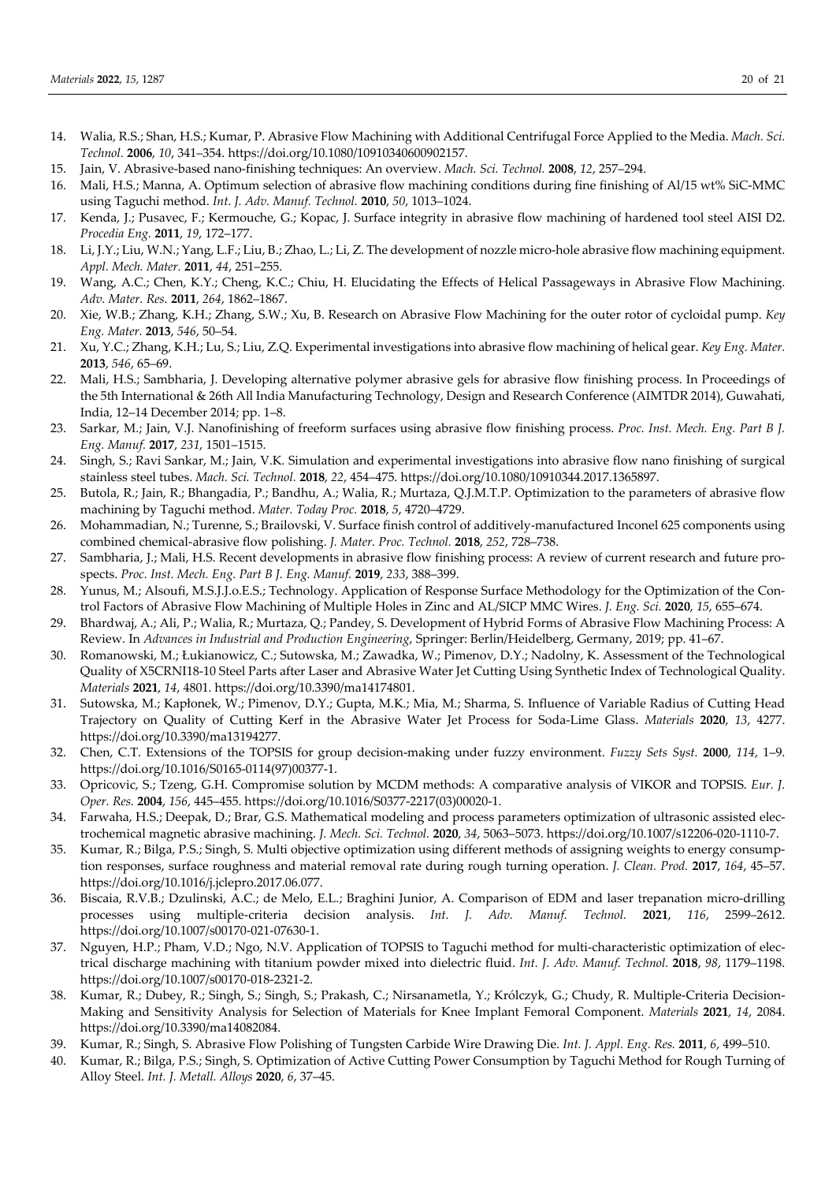14. Walia, R.S.; Shan, H.S.; Kumar, P. Abrasive Flow Machining with Additional Centrifugal Force Applied to the Media. *Mach. Sci. Technol.* **2006**, *10*, 341–354. https://doi.org/10.1080/10910340600902157.
15. Jain, V. Abrasive-based nano-finishing techniques: An overview. *Mach. Sci. Technol.* **2008**, *12*, 257–294.
16. Mali, H.S.; Manna, A. Optimum selection of abrasive flow machining conditions during fine finishing of Al/15 wt% SiC-MMC using Taguchi method. *Int. J. Adv. Manuf. Technol.* **2010**, *50*, 1013–1024.
17. Kenda, J.; Pusavec, F.; Kermouche, G.; Kopac, J. Surface integrity in abrasive flow machining of hardened tool steel AISI D2. *Procedia Eng.* **2011**, *19*, 172–177.
18. Li, J.Y.; Liu, W.N.; Yang, L.F.; Liu, B.; Zhao, L.; Li, Z. The development of nozzle micro-hole abrasive flow machining equipment. *Appl. Mech. Mater.* **2011**, *44*, 251–255.
19. Wang, A.C.; Chen, K.Y.; Cheng, K.C.; Chiu, H. Elucidating the Effects of Helical Passageways in Abrasive Flow Machining. *Adv. Mater. Res.* **2011**, *264*, 1862–1867.
20. Xie, W.B.; Zhang, K.H.; Zhang, S.W.; Xu, B. Research on Abrasive Flow Machining for the outer rotor of cycloidal pump. *Key Eng. Mater.* **2013**, *546*, 50–54.
21. Xu, Y.C.; Zhang, K.H.; Lu, S.; Liu, Z.Q. Experimental investigations into abrasive flow machining of helical gear. *Key Eng. Mater.* **2013**, *546*, 65–69.
22. Mali, H.S.; Sambharia, J. Developing alternative polymer abrasive gels for abrasive flow finishing process. In Proceedings of the 5th International & 26th All India Manufacturing Technology, Design and Research Conference (AIMTDR 2014), Guwahati, India, 12–14 December 2014; pp. 1–8.
23. Sarkar, M.; Jain, V.J. Nanofinishing of freeform surfaces using abrasive flow finishing process. *Proc. Inst. Mech. Eng. Part B J. Eng. Manuf.* **2017**, *231*, 1501–1515.
24. Singh, S.; Ravi Sankar, M.; Jain, V.K. Simulation and experimental investigations into abrasive flow nano finishing of surgical stainless steel tubes. *Mach. Sci. Technol.* **2018**, *22*, 454–475. https://doi.org/10.1080/10910344.2017.1365897.
25. Butola, R.; Jain, R.; Bhangadia, P.; Bandhu, A.; Walia, R.; Murtaza, Q.J.M.T.P. Optimization to the parameters of abrasive flow machining by Taguchi method. *Mater. Today Proc.* **2018**, *5*, 4720–4729.
26. Mohammadian, N.; Turenne, S.; Brailovski, V. Surface finish control of additively-manufactured Inconel 625 components using combined chemical-abrasive flow polishing. *J. Mater. Proc. Technol.* **2018**, *252*, 728–738.
27. Sambharia, J.; Mali, H.S. Recent developments in abrasive flow finishing process: A review of current research and future prospects. *Proc. Inst. Mech. Eng. Part B J. Eng. Manuf.* **2019**, *233*, 388–399.
28. Yunus, M.; Alsoufi, M.S.J.J.o.E.S.; Technology. Application of Response Surface Methodology for the Optimization of the Control Factors of Abrasive Flow Machining of Multiple Holes in Zinc and AL/SICP MMC Wires. *J. Eng. Sci.* **2020**, *15*, 655–674.
29. Bhardwaj, A.; Ali, P.; Walia, R.; Murtaza, Q.; Pandey, S. Development of Hybrid Forms of Abrasive Flow Machining Process: A Review. In *Advances in Industrial and Production Engineering*, Springer: Berlin/Heidelberg, Germany, 2019; pp. 41–67.
30. Romanowski, M.; Łukianowicz, C.; Sutowska, M.; Zawadka, W.; Pimenov, D.Y.; Nadolny, K. Assessment of the Technological Quality of X5CRNI18-10 Steel Parts after Laser and Abrasive Water Jet Cutting Using Synthetic Index of Technological Quality. *Materials* **2021**, *14*, 4801. https://doi.org/10.3390/ma14174801.
31. Sutowska, M.; Kapłonek, W.; Pimenov, D.Y.; Gupta, M.K.; Mia, M.; Sharma, S. Influence of Variable Radius of Cutting Head Trajectory on Quality of Cutting Kerf in the Abrasive Water Jet Process for Soda-Lime Glass. *Materials* **2020**, *13*, 4277. https://doi.org/10.3390/ma13194277.
32. Chen, C.T. Extensions of the TOPSIS for group decision-making under fuzzy environment. *Fuzzy Sets Syst.* **2000**, *114*, 1–9. https://doi.org/10.1016/S0165-0114(97)00377-1.
33. Opricovic, S.; Tzeng, G.H. Compromise solution by MCDM methods: A comparative analysis of VIKOR and TOPSIS. *Eur. J. Oper. Res.* **2004**, *156*, 445–455. https://doi.org/10.1016/S0377-2217(03)00020-1.
34. Farwaha, H.S.; Deepak, D.; Brar, G.S. Mathematical modeling and process parameters optimization of ultrasonic assisted electrochemical magnetic abrasive machining. *J. Mech. Sci. Technol.* **2020**, *34*, 5063–5073. https://doi.org/10.1007/s12206-020-1110-7.
35. Kumar, R.; Bilga, P.S.; Singh, S. Multi objective optimization using different methods of assigning weights to energy consumption responses, surface roughness and material removal rate during rough turning operation. *J. Clean. Prod.* **2017**, *164*, 45–57. https://doi.org/10.1016/j.jclepro.2017.06.077.
36. Biscaia, R.V.B.; Dzulinski, A.C.; de Melo, E.L.; Braghini Junior, A. Comparison of EDM and laser trepanation micro-drilling processes using multiple-criteria decision analysis. *Int. J. Adv. Manuf. Technol.* **2021**, *116*, 2599–2612. https://doi.org/10.1007/s00170-021-07630-1.
37. Nguyen, H.P.; Pham, V.D.; Ngo, N.V. Application of TOPSIS to Taguchi method for multi-characteristic optimization of electrical discharge machining with titanium powder mixed into dielectric fluid. *Int. J. Adv. Manuf. Technol.* **2018**, *98*, 1179–1198. https://doi.org/10.1007/s00170-018-2321-2.
38. Kumar, R.; Dubey, R.; Singh, S.; Singh, S.; Prakash, C.; Nirsanametla, Y.; Królczyk, G.; Chudy, R. Multiple-Criteria Decision-Making and Sensitivity Analysis for Selection of Materials for Knee Implant Femoral Component. *Materials* **2021**, *14*, 2084. https://doi.org/10.3390/ma14082084.
39. Kumar, R.; Singh, S. Abrasive Flow Polishing of Tungsten Carbide Wire Drawing Die. *Int. J. Appl. Eng. Res.* **2011**, *6*, 499–510.
40. Kumar, R.; Bilga, P.S.; Singh, S. Optimization of Active Cutting Power Consumption by Taguchi Method for Rough Turning of Alloy Steel. *Int. J. Metall. Alloys* **2020**, *6*, 37–45.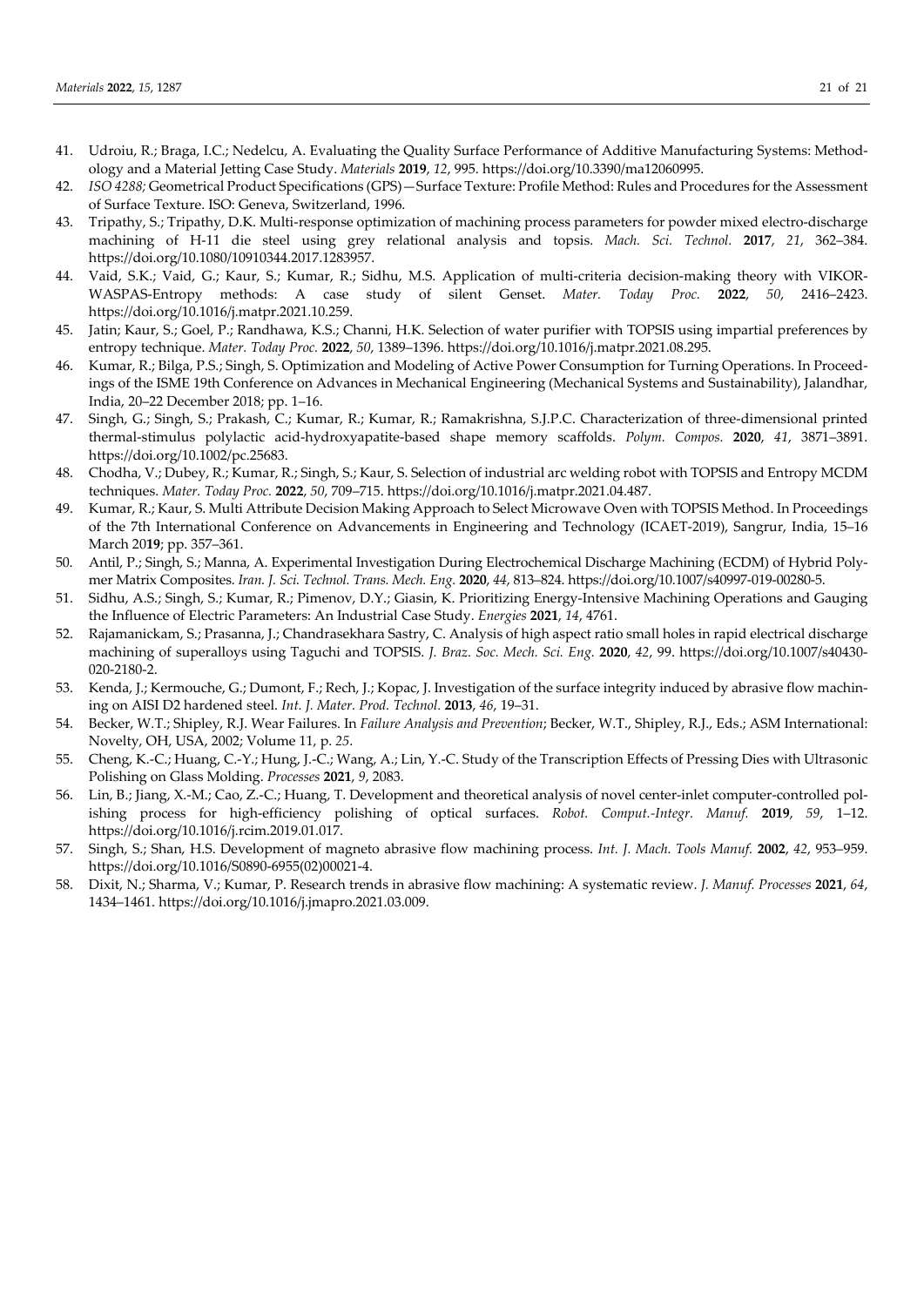41. Udroiu, R.; Braga, I.C.; Nedelcu, A. Evaluating the Quality Surface Performance of Additive Manufacturing Systems: Methodology and a Material Jetting Case Study. *Materials* **2019**, *12*, 995. https://doi.org/10.3390/ma12060995.
42. *ISO 4288;* Geometrical Product Specifications (GPS)—Surface Texture: Profile Method: Rules and Procedures for the Assessment of Surface Texture. ISO: Geneva, Switzerland, 1996.
43. Tripathy, S.; Tripathy, D.K. Multi-response optimization of machining process parameters for powder mixed electro-discharge machining of H-11 die steel using grey relational analysis and topsis. *Mach. Sci. Technol.* **2017**, *21*, 362–384. https://doi.org/10.1080/10910344.2017.1283957.
44. Vaid, S.K.; Vaid, G.; Kaur, S.; Kumar, R.; Sidhu, M.S. Application of multi-criteria decision-making theory with VIKOR-WASPAS-Entropy methods: A case study of silent Genset. *Mater. Today Proc.* **2022**, *50*, 2416–2423. https://doi.org/10.1016/j.matpr.2021.10.259.
45. Jatin; Kaur, S.; Goel, P.; Randhawa, K.S.; Channi, H.K. Selection of water purifier with TOPSIS using impartial preferences by entropy technique. *Mater. Today Proc.* **2022**, *50*, 1389–1396. https://doi.org/10.1016/j.matpr.2021.08.295.
46. Kumar, R.; Bilga, P.S.; Singh, S. Optimization and Modeling of Active Power Consumption for Turning Operations. In Proceedings of the ISME 19th Conference on Advances in Mechanical Engineering (Mechanical Systems and Sustainability), Jalandhar, India, 20–22 December 2018; pp. 1–16.
47. Singh, G.; Singh, S.; Prakash, C.; Kumar, R.; Kumar, R.; Ramakrishna, S.J.P.C. Characterization of three-dimensional printed thermal-stimulus polylactic acid-hydroxyapatite-based shape memory scaffolds. *Polym. Compos.* **2020**, *41*, 3871–3891. https://doi.org/10.1002/pc.25683.
48. Chodha, V.; Dubey, R.; Kumar, R.; Singh, S.; Kaur, S. Selection of industrial arc welding robot with TOPSIS and Entropy MCDM techniques. *Mater. Today Proc.* **2022**, *50*, 709–715. https://doi.org/10.1016/j.matpr.2021.04.487.
49. Kumar, R.; Kaur, S. Multi Attribute Decision Making Approach to Select Microwave Oven with TOPSIS Method. In Proceedings of the 7th International Conference on Advancements in Engineering and Technology (ICAET-2019), Sangrur, India, 15–16 March 20**19**; pp. 357–361.
50. Antil, P.; Singh, S.; Manna, A. Experimental Investigation During Electrochemical Discharge Machining (ECDM) of Hybrid Polymer Matrix Composites. *Iran. J. Sci. Technol. Trans. Mech. Eng.* **2020**, *44*, 813–824. https://doi.org/10.1007/s40997-019-00280-5.
51. Sidhu, A.S.; Singh, S.; Kumar, R.; Pimenov, D.Y.; Giasin, K. Prioritizing Energy-Intensive Machining Operations and Gauging the Influence of Electric Parameters: An Industrial Case Study. *Energies* **2021**, *14*, 4761.
52. Rajamanickam, S.; Prasanna, J.; Chandrasekhara Sastry, C. Analysis of high aspect ratio small holes in rapid electrical discharge machining of superalloys using Taguchi and TOPSIS. *J. Braz. Soc. Mech. Sci. Eng.* **2020**, *42*, 99. https://doi.org/10.1007/s40430-020-2180-2.
53. Kenda, J.; Kermouche, G.; Dumont, F.; Rech, J.; Kopac, J. Investigation of the surface integrity induced by abrasive flow machining on AISI D2 hardened steel. *Int. J. Mater. Prod. Technol.* **2013**, *46*, 19–31.
54. Becker, W.T.; Shipley, R.J. Wear Failures. In *Failure Analysis and Prevention*; Becker, W.T., Shipley, R.J., Eds.; ASM International: Novelty, OH, USA, 2002; Volume 11, p. *25*.
55. Cheng, K.-C.; Huang, C.-Y.; Hung, J.-C.; Wang, A.; Lin, Y.-C. Study of the Transcription Effects of Pressing Dies with Ultrasonic Polishing on Glass Molding. *Processes* **2021**, *9*, 2083.
56. Lin, B.; Jiang, X.-M.; Cao, Z.-C.; Huang, T. Development and theoretical analysis of novel center-inlet computer-controlled polishing process for high-efficiency polishing of optical surfaces. *Robot. Comput.-Integr. Manuf.* **2019**, *59*, 1–12. https://doi.org/10.1016/j.rcim.2019.01.017.
57. Singh, S.; Shan, H.S. Development of magneto abrasive flow machining process. *Int. J. Mach. Tools Manuf.* **2002**, *42*, 953–959. https://doi.org/10.1016/S0890-6955(02)00021-4.
58. Dixit, N.; Sharma, V.; Kumar, P. Research trends in abrasive flow machining: A systematic review. *J. Manuf. Processes* **2021**, *64*, 1434–1461. https://doi.org/10.1016/j.jmapro.2021.03.009.